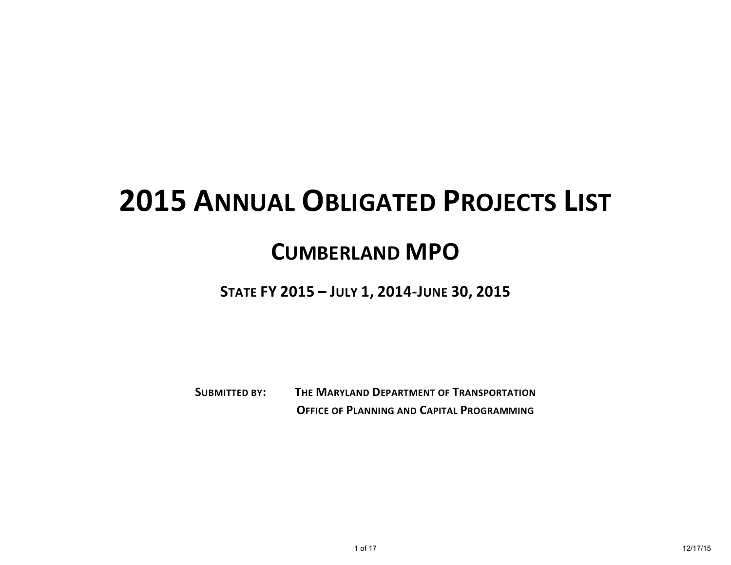# 2015 Annual Obligated Projects List

## Cumberland MPO

### State FY 2015 – July 1, 2014-June 30, 2015

**Submitted by:** **The Maryland Department of Transportation**
**Office of Planning and Capital Programming**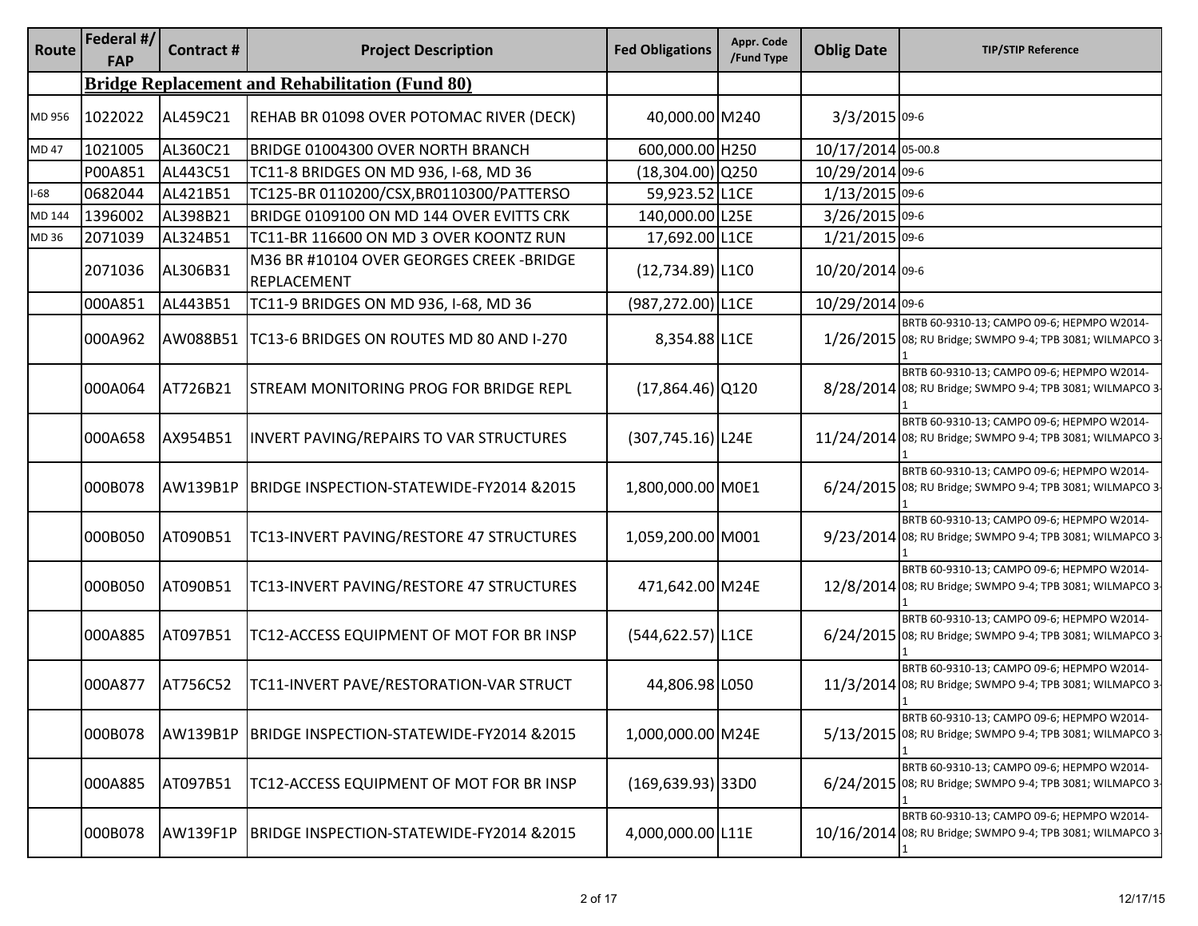| Route | Federal #/ FAP | Contract # | Project Description | Fed Obligations | Appr. Code /Fund Type | Oblig Date | TIP/STIP Reference |
|---|---|---|---|---|---|---|---|
| | **Bridge Replacement and Rehabilitation (Fund 80)** | | | | | | |
| MD 956 | 1022022 | AL459C21 | REHAB BR 01098 OVER POTOMAC RIVER (DECK) | 40,000.00 | M240 | 3/3/2015 | 09-6 |
| MD 47 | 1021005 | AL360C21 | BRIDGE 01004300 OVER NORTH BRANCH | 600,000.00 | H250 | 10/17/2014 | 05-00.8 |
| | P00A851 | AL443C51 | TC11-8 BRIDGES ON MD 936, I-68, MD 36 | (18,304.00) | Q250 | 10/29/2014 | 09-6 |
| I-68 | 0682044 | AL421B51 | TC125-BR 0110200/CSX,BR0110300/PATTERSO | 59,923.52 | L1CE | 1/13/2015 | 09-6 |
| MD 144 | 1396002 | AL398B21 | BRIDGE 0109100 ON MD 144 OVER EVITTS CRK | 140,000.00 | L25E | 3/26/2015 | 09-6 |
| MD 36 | 2071039 | AL324B51 | TC11-BR 116600 ON MD 3 OVER KOONTZ RUN | 17,692.00 | L1CE | 1/21/2015 | 09-6 |
| | 2071036 | AL306B31 | M36 BR #10104 OVER GEORGES CREEK -BRIDGE REPLACEMENT | (12,734.89) | L1C0 | 10/20/2014 | 09-6 |
| | 000A851 | AL443B51 | TC11-9 BRIDGES ON MD 936, I-68, MD 36 | (987,272.00) | L1CE | 10/29/2014 | 09-6 |
| | 000A962 | AW088B51 | TC13-6 BRIDGES ON ROUTES MD 80 AND I-270 | 8,354.88 | L1CE | 1/26/2015 | BRTB 60-9310-13; CAMPO 09-6; HEPMPO W2014-08; RU Bridge; SWMPO 9-4; TPB 3081; WILMAPCO 3-1 |
| | 000A064 | AT726B21 | STREAM MONITORING PROG FOR BRIDGE REPL | (17,864.46) | Q120 | 8/28/2014 | BRTB 60-9310-13; CAMPO 09-6; HEPMPO W2014-08; RU Bridge; SWMPO 9-4; TPB 3081; WILMAPCO 3-1 |
| | 000A658 | AX954B51 | INVERT PAVING/REPAIRS TO VAR STRUCTURES | (307,745.16) | L24E | 11/24/2014 | BRTB 60-9310-13; CAMPO 09-6; HEPMPO W2014-08; RU Bridge; SWMPO 9-4; TPB 3081; WILMAPCO 3-1 |
| | 000B078 | AW139B1P | BRIDGE INSPECTION-STATEWIDE-FY2014 &2015 | 1,800,000.00 | M0E1 | 6/24/2015 | BRTB 60-9310-13; CAMPO 09-6; HEPMPO W2014-08; RU Bridge; SWMPO 9-4; TPB 3081; WILMAPCO 3-1 |
| | 000B050 | AT090B51 | TC13-INVERT PAVING/RESTORE 47 STRUCTURES | 1,059,200.00 | M001 | 9/23/2014 | BRTB 60-9310-13; CAMPO 09-6; HEPMPO W2014-08; RU Bridge; SWMPO 9-4; TPB 3081; WILMAPCO 3-1 |
| | 000B050 | AT090B51 | TC13-INVERT PAVING/RESTORE 47 STRUCTURES | 471,642.00 | M24E | 12/8/2014 | BRTB 60-9310-13; CAMPO 09-6; HEPMPO W2014-08; RU Bridge; SWMPO 9-4; TPB 3081; WILMAPCO 3-1 |
| | 000A885 | AT097B51 | TC12-ACCESS EQUIPMENT OF MOT FOR BR INSP | (544,622.57) | L1CE | 6/24/2015 | BRTB 60-9310-13; CAMPO 09-6; HEPMPO W2014-08; RU Bridge; SWMPO 9-4; TPB 3081; WILMAPCO 3-1 |
| | 000A877 | AT756C52 | TC11-INVERT PAVE/RESTORATION-VAR STRUCT | 44,806.98 | L050 | 11/3/2014 | BRTB 60-9310-13; CAMPO 09-6; HEPMPO W2014-08; RU Bridge; SWMPO 9-4; TPB 3081; WILMAPCO 3-1 |
| | 000B078 | AW139B1P | BRIDGE INSPECTION-STATEWIDE-FY2014 &2015 | 1,000,000.00 | M24E | 5/13/2015 | BRTB 60-9310-13; CAMPO 09-6; HEPMPO W2014-08; RU Bridge; SWMPO 9-4; TPB 3081; WILMAPCO 3-1 |
| | 000A885 | AT097B51 | TC12-ACCESS EQUIPMENT OF MOT FOR BR INSP | (169,639.93) | 33D0 | 6/24/2015 | BRTB 60-9310-13; CAMPO 09-6; HEPMPO W2014-08; RU Bridge; SWMPO 9-4; TPB 3081; WILMAPCO 3-1 |
| | 000B078 | AW139F1P | BRIDGE INSPECTION-STATEWIDE-FY2014 &2015 | 4,000,000.00 | L11E | 10/16/2014 | BRTB 60-9310-13; CAMPO 09-6; HEPMPO W2014-08; RU Bridge; SWMPO 9-4; TPB 3081; WILMAPCO 3-1 |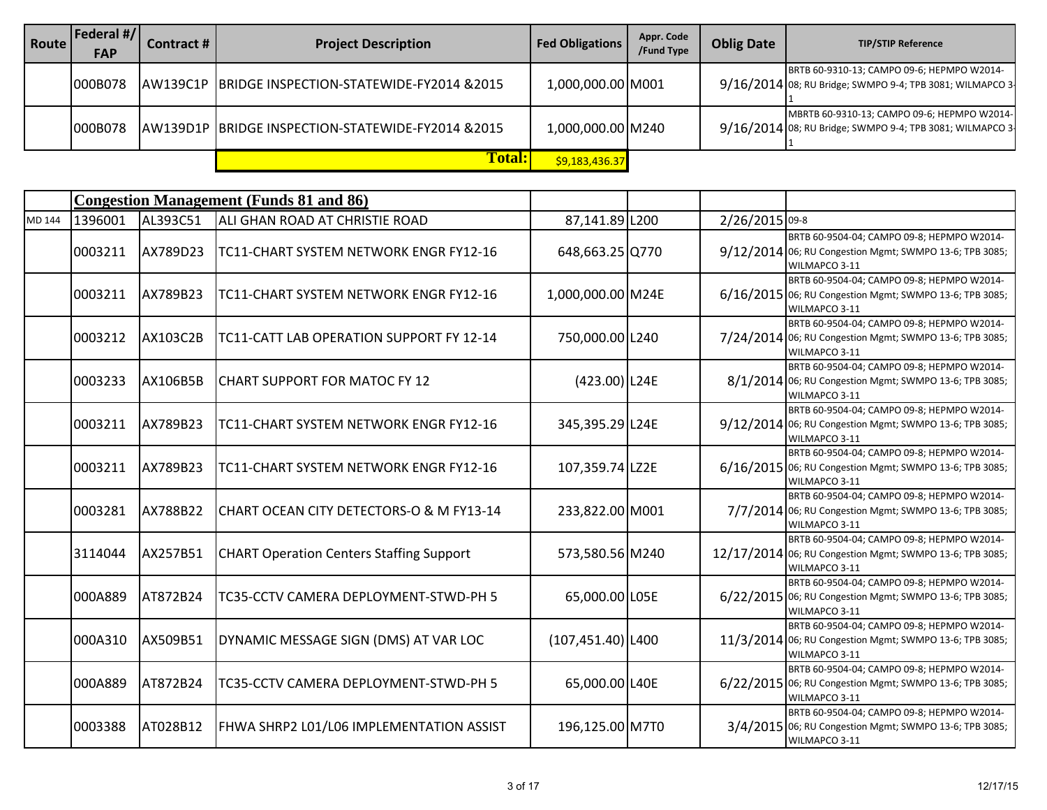| Route | Federal #/ FAP | Contract # | Project Description | Fed Obligations | Appr. Code /Fund Type | Oblig Date | TIP/STIP Reference |
|---|---|---|---|---|---|---|---|
| | 000B078 | AW139C1P | BRIDGE INSPECTION-STATEWIDE-FY2014 &2015 | 1,000,000.00 | M001 | 9/16/2014 | BRTB 60-9310-13; CAMPO 09-6; HEPMPO W2014-08; RU Bridge; SWMPO 9-4; TPB 3081; WILMAPCO 3-1 |
| | 000B078 | AW139D1P | BRIDGE INSPECTION-STATEWIDE-FY2014 &2015 | 1,000,000.00 | M240 | 9/16/2014 | MBRTB 60-9310-13; CAMPO 09-6; HEPMPO W2014-08; RU Bridge; SWMPO 9-4; TPB 3081; WILMAPCO 3-1 |
| | | | **Total:** | $9,183,436.37 | | | |

| Route | Federal #/ FAP | Contract # | Project Description | Fed Obligations | Appr. Code /Fund Type | Oblig Date | TIP/STIP Reference |
|---|---|---|---|---|---|---|---|
| | **Congestion Management (Funds 81 and 86)** | | | | | | |
| MD 144 | 1396001 | AL393C51 | ALI GHAN ROAD AT CHRISTIE ROAD | 87,141.89 | L200 | 2/26/2015 | 09-8 |
| | 0003211 | AX789D23 | TC11-CHART SYSTEM NETWORK ENGR FY12-16 | 648,663.25 | Q770 | 9/12/2014 | BRTB 60-9504-04; CAMPO 09-8; HEPMPO W2014-06; RU Congestion Mgmt; SWMPO 13-6; TPB 3085; WILMAPCO 3-11 |
| | 0003211 | AX789B23 | TC11-CHART SYSTEM NETWORK ENGR FY12-16 | 1,000,000.00 | M24E | 6/16/2015 | BRTB 60-9504-04; CAMPO 09-8; HEPMPO W2014-06; RU Congestion Mgmt; SWMPO 13-6; TPB 3085; WILMAPCO 3-11 |
| | 0003212 | AX103C2B | TC11-CATT LAB OPERATION SUPPORT FY 12-14 | 750,000.00 | L240 | 7/24/2014 | BRTB 60-9504-04; CAMPO 09-8; HEPMPO W2014-06; RU Congestion Mgmt; SWMPO 13-6; TPB 3085; WILMAPCO 3-11 |
| | 0003233 | AX106B5B | CHART SUPPORT FOR MATOC FY 12 | (423.00) | L24E | 8/1/2014 | BRTB 60-9504-04; CAMPO 09-8; HEPMPO W2014-06; RU Congestion Mgmt; SWMPO 13-6; TPB 3085; WILMAPCO 3-11 |
| | 0003211 | AX789B23 | TC11-CHART SYSTEM NETWORK ENGR FY12-16 | 345,395.29 | L24E | 9/12/2014 | BRTB 60-9504-04; CAMPO 09-8; HEPMPO W2014-06; RU Congestion Mgmt; SWMPO 13-6; TPB 3085; WILMAPCO 3-11 |
| | 0003211 | AX789B23 | TC11-CHART SYSTEM NETWORK ENGR FY12-16 | 107,359.74 | LZ2E | 6/16/2015 | BRTB 60-9504-04; CAMPO 09-8; HEPMPO W2014-06; RU Congestion Mgmt; SWMPO 13-6; TPB 3085; WILMAPCO 3-11 |
| | 0003281 | AX788B22 | CHART OCEAN CITY DETECTORS-O & M FY13-14 | 233,822.00 | M001 | 7/7/2014 | BRTB 60-9504-04; CAMPO 09-8; HEPMPO W2014-06; RU Congestion Mgmt; SWMPO 13-6; TPB 3085; WILMAPCO 3-11 |
| | 3114044 | AX257B51 | CHART Operation Centers Staffing Support | 573,580.56 | M240 | 12/17/2014 | BRTB 60-9504-04; CAMPO 09-8; HEPMPO W2014-06; RU Congestion Mgmt; SWMPO 13-6; TPB 3085; WILMAPCO 3-11 |
| | 000A889 | AT872B24 | TC35-CCTV CAMERA DEPLOYMENT-STWD-PH 5 | 65,000.00 | L05E | 6/22/2015 | BRTB 60-9504-04; CAMPO 09-8; HEPMPO W2014-06; RU Congestion Mgmt; SWMPO 13-6; TPB 3085; WILMAPCO 3-11 |
| | 000A310 | AX509B51 | DYNAMIC MESSAGE SIGN (DMS) AT VAR LOC | (107,451.40) | L400 | 11/3/2014 | BRTB 60-9504-04; CAMPO 09-8; HEPMPO W2014-06; RU Congestion Mgmt; SWMPO 13-6; TPB 3085; WILMAPCO 3-11 |
| | 000A889 | AT872B24 | TC35-CCTV CAMERA DEPLOYMENT-STWD-PH 5 | 65,000.00 | L40E | 6/22/2015 | BRTB 60-9504-04; CAMPO 09-8; HEPMPO W2014-06; RU Congestion Mgmt; SWMPO 13-6; TPB 3085; WILMAPCO 3-11 |
| | 0003388 | AT028B12 | FHWA SHRP2 L01/L06 IMPLEMENTATION ASSIST | 196,125.00 | M7T0 | 3/4/2015 | BRTB 60-9504-04; CAMPO 09-8; HEPMPO W2014-06; RU Congestion Mgmt; SWMPO 13-6; TPB 3085; WILMAPCO 3-11 |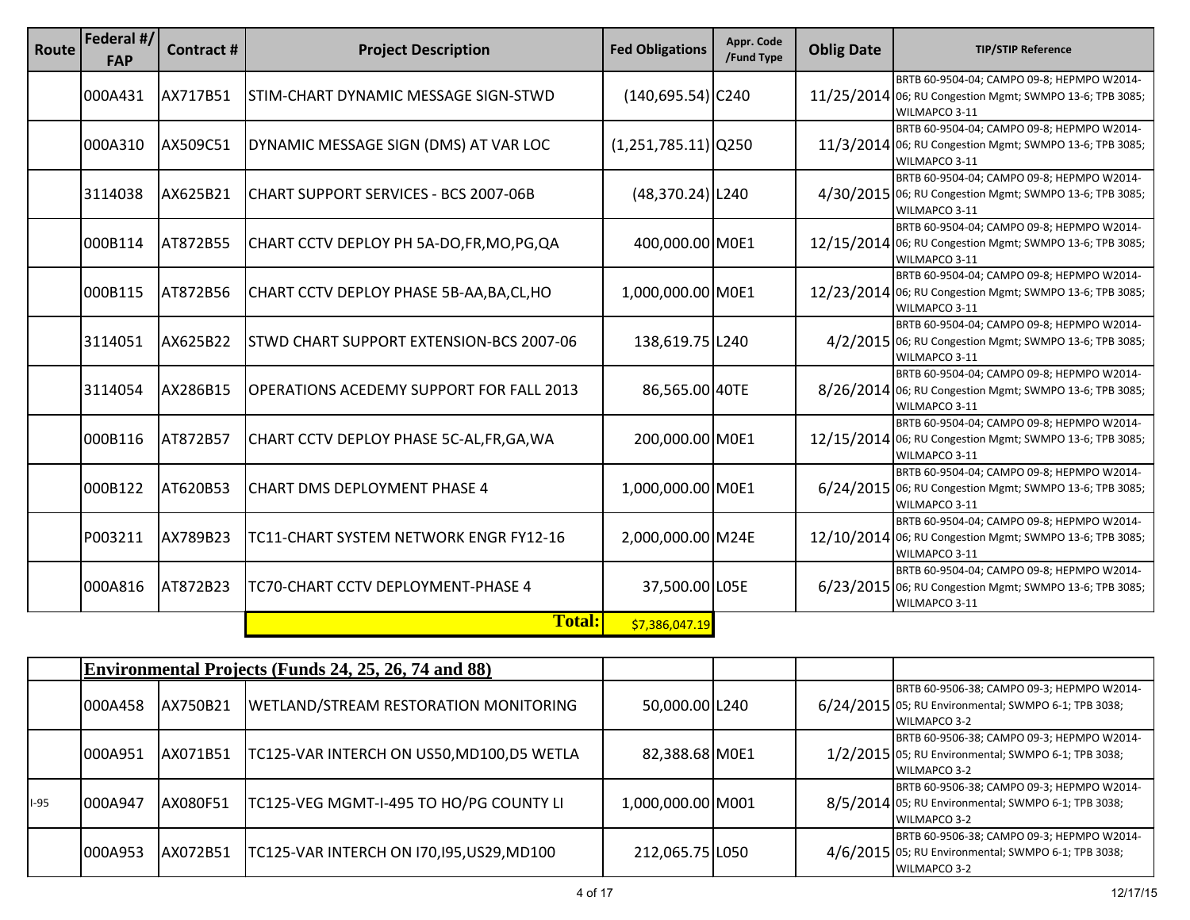| Route | Federal #/ FAP | Contract # | Project Description | Fed Obligations | Appr. Code /Fund Type | Oblig Date | TIP/STIP Reference |
|---|---|---|---|---|---|---|---|
| | 000A431 | AX717B51 | STIM-CHART DYNAMIC MESSAGE SIGN-STWD | (140,695.54) | C240 | 11/25/2014 | BRTB 60-9504-04; CAMPO 09-8; HEPMPO W2014-06; RU Congestion Mgmt; SWMPO 13-6; TPB 3085; WILMAPCO 3-11 |
| | 000A310 | AX509C51 | DYNAMIC MESSAGE SIGN (DMS) AT VAR LOC | (1,251,785.11) | Q250 | 11/3/2014 | BRTB 60-9504-04; CAMPO 09-8; HEPMPO W2014-06; RU Congestion Mgmt; SWMPO 13-6; TPB 3085; WILMAPCO 3-11 |
| | 3114038 | AX625B21 | CHART SUPPORT SERVICES - BCS 2007-06B | (48,370.24) | L240 | 4/30/2015 | BRTB 60-9504-04; CAMPO 09-8; HEPMPO W2014-06; RU Congestion Mgmt; SWMPO 13-6; TPB 3085; WILMAPCO 3-11 |
| | 000B114 | AT872B55 | CHART CCTV DEPLOY PH 5A-DO,FR,MO,PG,QA | 400,000.00 | M0E1 | 12/15/2014 | BRTB 60-9504-04; CAMPO 09-8; HEPMPO W2014-06; RU Congestion Mgmt; SWMPO 13-6; TPB 3085; WILMAPCO 3-11 |
| | 000B115 | AT872B56 | CHART CCTV DEPLOY PHASE 5B-AA,BA,CL,HO | 1,000,000.00 | M0E1 | 12/23/2014 | BRTB 60-9504-04; CAMPO 09-8; HEPMPO W2014-06; RU Congestion Mgmt; SWMPO 13-6; TPB 3085; WILMAPCO 3-11 |
| | 3114051 | AX625B22 | STWD CHART SUPPORT EXTENSION-BCS 2007-06 | 138,619.75 | L240 | 4/2/2015 | BRTB 60-9504-04; CAMPO 09-8; HEPMPO W2014-06; RU Congestion Mgmt; SWMPO 13-6; TPB 3085; WILMAPCO 3-11 |
| | 3114054 | AX286B15 | OPERATIONS ACEDEMY SUPPORT FOR FALL 2013 | 86,565.00 | 40TE | 8/26/2014 | BRTB 60-9504-04; CAMPO 09-8; HEPMPO W2014-06; RU Congestion Mgmt; SWMPO 13-6; TPB 3085; WILMAPCO 3-11 |
| | 000B116 | AT872B57 | CHART CCTV DEPLOY PHASE 5C-AL,FR,GA,WA | 200,000.00 | M0E1 | 12/15/2014 | BRTB 60-9504-04; CAMPO 09-8; HEPMPO W2014-06; RU Congestion Mgmt; SWMPO 13-6; TPB 3085; WILMAPCO 3-11 |
| | 000B122 | AT620B53 | CHART DMS DEPLOYMENT PHASE 4 | 1,000,000.00 | M0E1 | 6/24/2015 | BRTB 60-9504-04; CAMPO 09-8; HEPMPO W2014-06; RU Congestion Mgmt; SWMPO 13-6; TPB 3085; WILMAPCO 3-11 |
| | P003211 | AX789B23 | TC11-CHART SYSTEM NETWORK ENGR FY12-16 | 2,000,000.00 | M24E | 12/10/2014 | BRTB 60-9504-04; CAMPO 09-8; HEPMPO W2014-06; RU Congestion Mgmt; SWMPO 13-6; TPB 3085; WILMAPCO 3-11 |
| | 000A816 | AT872B23 | TC70-CHART CCTV DEPLOYMENT-PHASE 4 | 37,500.00 | L05E | 6/23/2015 | BRTB 60-9504-04; CAMPO 09-8; HEPMPO W2014-06; RU Congestion Mgmt; SWMPO 13-6; TPB 3085; WILMAPCO 3-11 |
| | | | **Total:** | $7,386,047.19 | | | |

| Route | Federal #/ FAP | Contract # | Project Description | Fed Obligations | Appr. Code /Fund Type | Oblig Date | TIP/STIP Reference |
|---|---|---|---|---|---|---|---|
| | **Environmental Projects (Funds 24, 25, 26, 74 and 88)** | | | | | | |
| | 000A458 | AX750B21 | WETLAND/STREAM RESTORATION MONITORING | 50,000.00 | L240 | 6/24/2015 | BRTB 60-9506-38; CAMPO 09-3; HEPMPO W2014-05; RU Environmental; SWMPO 6-1; TPB 3038; WILMAPCO 3-2 |
| | 000A951 | AX071B51 | TC125-VAR INTERCH ON US50,MD100,D5 WETLA | 82,388.68 | M0E1 | 1/2/2015 | BRTB 60-9506-38; CAMPO 09-3; HEPMPO W2014-05; RU Environmental; SWMPO 6-1; TPB 3038; WILMAPCO 3-2 |
| I-95 | 000A947 | AX080F51 | TC125-VEG MGMT-I-495 TO HO/PG COUNTY LI | 1,000,000.00 | M001 | 8/5/2014 | BRTB 60-9506-38; CAMPO 09-3; HEPMPO W2014-05; RU Environmental; SWMPO 6-1; TPB 3038; WILMAPCO 3-2 |
| | 000A953 | AX072B51 | TC125-VAR INTERCH ON I70,I95,US29,MD100 | 212,065.75 | L050 | 4/6/2015 | BRTB 60-9506-38; CAMPO 09-3; HEPMPO W2014-05; RU Environmental; SWMPO 6-1; TPB 3038; WILMAPCO 3-2 |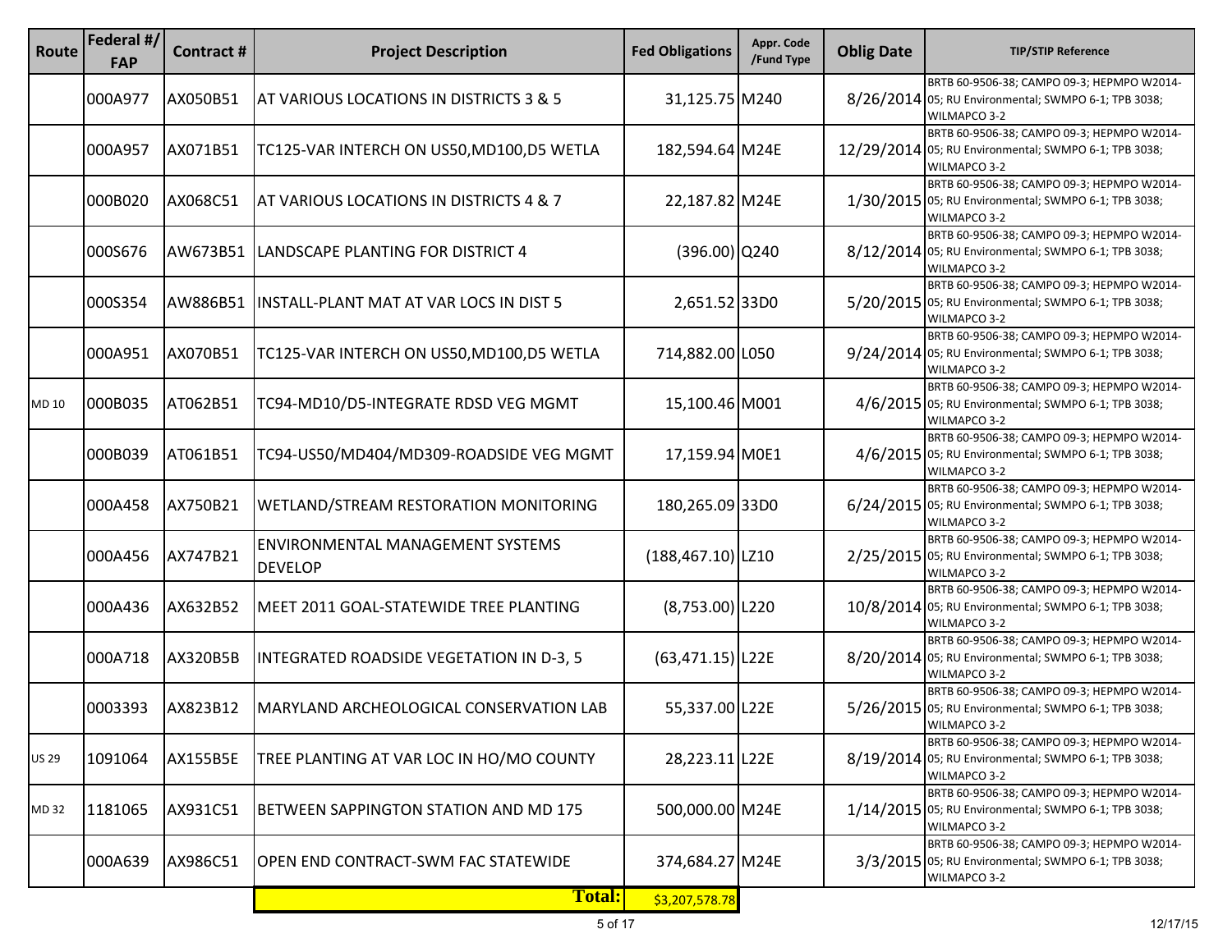| Route | Federal #/ FAP | Contract # | Project Description | Fed Obligations | Appr. Code /Fund Type | Oblig Date | TIP/STIP Reference |
|---|---|---|---|---|---|---|---|
| | 000A977 | AX050B51 | AT VARIOUS LOCATIONS IN DISTRICTS 3 & 5 | 31,125.75 | M240 | 8/26/2014 | BRTB 60-9506-38; CAMPO 09-3; HEPMPO W2014-05; RU Environmental; SWMPO 6-1; TPB 3038; WILMAPCO 3-2 |
| | 000A957 | AX071B51 | TC125-VAR INTERCH ON US50,MD100,D5 WETLA | 182,594.64 | M24E | 12/29/2014 | BRTB 60-9506-38; CAMPO 09-3; HEPMPO W2014-05; RU Environmental; SWMPO 6-1; TPB 3038; WILMAPCO 3-2 |
| | 000B020 | AX068C51 | AT VARIOUS LOCATIONS IN DISTRICTS 4 & 7 | 22,187.82 | M24E | 1/30/2015 | BRTB 60-9506-38; CAMPO 09-3; HEPMPO W2014-05; RU Environmental; SWMPO 6-1; TPB 3038; WILMAPCO 3-2 |
| | 000S676 | AW673B51 | LANDSCAPE PLANTING FOR DISTRICT 4 | (396.00) | Q240 | 8/12/2014 | BRTB 60-9506-38; CAMPO 09-3; HEPMPO W2014-05; RU Environmental; SWMPO 6-1; TPB 3038; WILMAPCO 3-2 |
| | 000S354 | AW886B51 | INSTALL-PLANT MAT AT VAR LOCS IN DIST 5 | 2,651.52 | 33D0 | 5/20/2015 | BRTB 60-9506-38; CAMPO 09-3; HEPMPO W2014-05; RU Environmental; SWMPO 6-1; TPB 3038; WILMAPCO 3-2 |
| | 000A951 | AX070B51 | TC125-VAR INTERCH ON US50,MD100,D5 WETLA | 714,882.00 | L050 | 9/24/2014 | BRTB 60-9506-38; CAMPO 09-3; HEPMPO W2014-05; RU Environmental; SWMPO 6-1; TPB 3038; WILMAPCO 3-2 |
| MD 10 | 000B035 | AT062B51 | TC94-MD10/D5-INTEGRATE RDSD VEG MGMT | 15,100.46 | M001 | 4/6/2015 | BRTB 60-9506-38; CAMPO 09-3; HEPMPO W2014-05; RU Environmental; SWMPO 6-1; TPB 3038; WILMAPCO 3-2 |
| | 000B039 | AT061B51 | TC94-US50/MD404/MD309-ROADSIDE VEG MGMT | 17,159.94 | M0E1 | 4/6/2015 | BRTB 60-9506-38; CAMPO 09-3; HEPMPO W2014-05; RU Environmental; SWMPO 6-1; TPB 3038; WILMAPCO 3-2 |
| | 000A458 | AX750B21 | WETLAND/STREAM RESTORATION MONITORING | 180,265.09 | 33D0 | 6/24/2015 | BRTB 60-9506-38; CAMPO 09-3; HEPMPO W2014-05; RU Environmental; SWMPO 6-1; TPB 3038; WILMAPCO 3-2 |
| | 000A456 | AX747B21 | ENVIRONMENTAL MANAGEMENT SYSTEMS DEVELOP | (188,467.10) | LZ10 | 2/25/2015 | BRTB 60-9506-38; CAMPO 09-3; HEPMPO W2014-05; RU Environmental; SWMPO 6-1; TPB 3038; WILMAPCO 3-2 |
| | 000A436 | AX632B52 | MEET 2011 GOAL-STATEWIDE TREE PLANTING | (8,753.00) | L220 | 10/8/2014 | BRTB 60-9506-38; CAMPO 09-3; HEPMPO W2014-05; RU Environmental; SWMPO 6-1; TPB 3038; WILMAPCO 3-2 |
| | 000A718 | AX320B5B | INTEGRATED ROADSIDE VEGETATION IN D-3, 5 | (63,471.15) | L22E | 8/20/2014 | BRTB 60-9506-38; CAMPO 09-3; HEPMPO W2014-05; RU Environmental; SWMPO 6-1; TPB 3038; WILMAPCO 3-2 |
| | 0003393 | AX823B12 | MARYLAND ARCHEOLOGICAL CONSERVATION LAB | 55,337.00 | L22E | 5/26/2015 | BRTB 60-9506-38; CAMPO 09-3; HEPMPO W2014-05; RU Environmental; SWMPO 6-1; TPB 3038; WILMAPCO 3-2 |
| US 29 | 1091064 | AX155B5E | TREE PLANTING AT VAR LOC IN HO/MO COUNTY | 28,223.11 | L22E | 8/19/2014 | BRTB 60-9506-38; CAMPO 09-3; HEPMPO W2014-05; RU Environmental; SWMPO 6-1; TPB 3038; WILMAPCO 3-2 |
| MD 32 | 1181065 | AX931C51 | BETWEEN SAPPINGTON STATION AND MD 175 | 500,000.00 | M24E | 1/14/2015 | BRTB 60-9506-38; CAMPO 09-3; HEPMPO W2014-05; RU Environmental; SWMPO 6-1; TPB 3038; WILMAPCO 3-2 |
| | 000A639 | AX986C51 | OPEN END CONTRACT-SWM FAC STATEWIDE | 374,684.27 | M24E | 3/3/2015 | BRTB 60-9506-38; CAMPO 09-3; HEPMPO W2014-05; RU Environmental; SWMPO 6-1; TPB 3038; WILMAPCO 3-2 |
| | | | **Total:** | $3,207,578.78 | | | |

12/17/15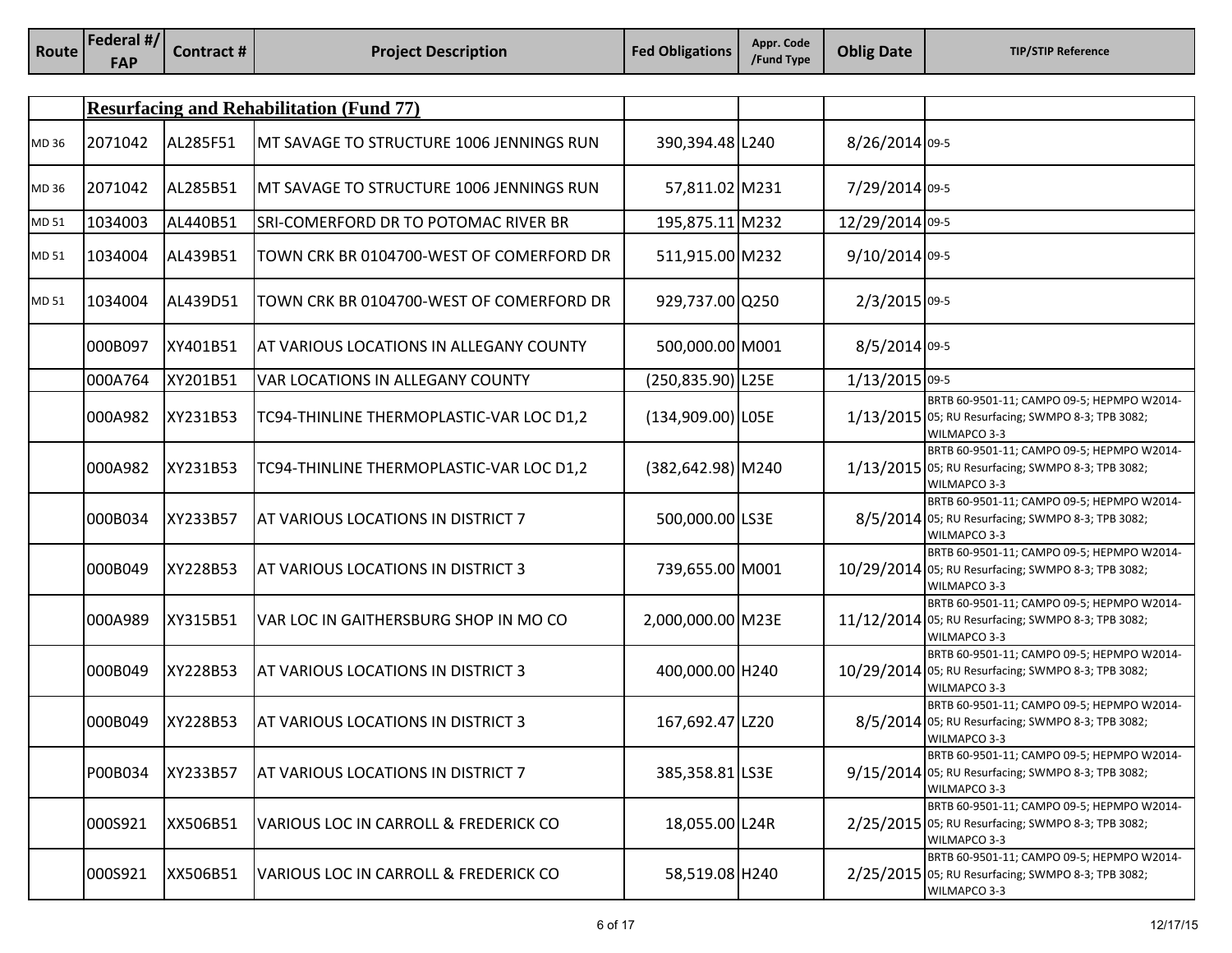| Route | Federal #/ FAP | Contract # | Project Description | Fed Obligations | Appr. Code /Fund Type | Oblig Date | TIP/STIP Reference |
|---|---|---|---|---|---|---|---|
| | **Resurfacing and Rehabilitation (Fund 77)** | | | | | | |
| MD 36 | 2071042 | AL285F51 | MT SAVAGE TO STRUCTURE 1006 JENNINGS RUN | 390,394.48 | L240 | 8/26/2014 | 09-5 |
| MD 36 | 2071042 | AL285B51 | MT SAVAGE TO STRUCTURE 1006 JENNINGS RUN | 57,811.02 | M231 | 7/29/2014 | 09-5 |
| MD 51 | 1034003 | AL440B51 | SRI-COMERFORD DR TO POTOMAC RIVER BR | 195,875.11 | M232 | 12/29/2014 | 09-5 |
| MD 51 | 1034004 | AL439B51 | TOWN CRK BR 0104700-WEST OF COMERFORD DR | 511,915.00 | M232 | 9/10/2014 | 09-5 |
| MD 51 | 1034004 | AL439D51 | TOWN CRK BR 0104700-WEST OF COMERFORD DR | 929,737.00 | Q250 | 2/3/2015 | 09-5 |
| | 000B097 | XY401B51 | AT VARIOUS LOCATIONS IN ALLEGANY COUNTY | 500,000.00 | M001 | 8/5/2014 | 09-5 |
| | 000A764 | XY201B51 | VAR LOCATIONS IN ALLEGANY COUNTY | (250,835.90) | L25E | 1/13/2015 | 09-5 |
| | 000A982 | XY231B53 | TC94-THINLINE THERMOPLASTIC-VAR LOC D1,2 | (134,909.00) | L05E | 1/13/2015 | BRTB 60-9501-11; CAMPO 09-5; HEPMPO W2014-05; RU Resurfacing; SWMPO 8-3; TPB 3082; WILMAPCO 3-3 |
| | 000A982 | XY231B53 | TC94-THINLINE THERMOPLASTIC-VAR LOC D1,2 | (382,642.98) | M240 | 1/13/2015 | BRTB 60-9501-11; CAMPO 09-5; HEPMPO W2014-05; RU Resurfacing; SWMPO 8-3; TPB 3082; WILMAPCO 3-3 |
| | 000B034 | XY233B57 | AT VARIOUS LOCATIONS IN DISTRICT 7 | 500,000.00 | LS3E | 8/5/2014 | BRTB 60-9501-11; CAMPO 09-5; HEPMPO W2014-05; RU Resurfacing; SWMPO 8-3; TPB 3082; WILMAPCO 3-3 |
| | 000B049 | XY228B53 | AT VARIOUS LOCATIONS IN DISTRICT 3 | 739,655.00 | M001 | 10/29/2014 | BRTB 60-9501-11; CAMPO 09-5; HEPMPO W2014-05; RU Resurfacing; SWMPO 8-3; TPB 3082; WILMAPCO 3-3 |
| | 000A989 | XY315B51 | VAR LOC IN GAITHERSBURG SHOP IN MO CO | 2,000,000.00 | M23E | 11/12/2014 | BRTB 60-9501-11; CAMPO 09-5; HEPMPO W2014-05; RU Resurfacing; SWMPO 8-3; TPB 3082; WILMAPCO 3-3 |
| | 000B049 | XY228B53 | AT VARIOUS LOCATIONS IN DISTRICT 3 | 400,000.00 | H240 | 10/29/2014 | BRTB 60-9501-11; CAMPO 09-5; HEPMPO W2014-05; RU Resurfacing; SWMPO 8-3; TPB 3082; WILMAPCO 3-3 |
| | 000B049 | XY228B53 | AT VARIOUS LOCATIONS IN DISTRICT 3 | 167,692.47 | LZ20 | 8/5/2014 | BRTB 60-9501-11; CAMPO 09-5; HEPMPO W2014-05; RU Resurfacing; SWMPO 8-3; TPB 3082; WILMAPCO 3-3 |
| | P00B034 | XY233B57 | AT VARIOUS LOCATIONS IN DISTRICT 7 | 385,358.81 | LS3E | 9/15/2014 | BRTB 60-9501-11; CAMPO 09-5; HEPMPO W2014-05; RU Resurfacing; SWMPO 8-3; TPB 3082; WILMAPCO 3-3 |
| | 000S921 | XX506B51 | VARIOUS LOC IN CARROLL & FREDERICK CO | 18,055.00 | L24R | 2/25/2015 | BRTB 60-9501-11; CAMPO 09-5; HEPMPO W2014-05; RU Resurfacing; SWMPO 8-3; TPB 3082; WILMAPCO 3-3 |
| | 000S921 | XX506B51 | VARIOUS LOC IN CARROLL & FREDERICK CO | 58,519.08 | H240 | 2/25/2015 | BRTB 60-9501-11; CAMPO 09-5; HEPMPO W2014-05; RU Resurfacing; SWMPO 8-3; TPB 3082; WILMAPCO 3-3 |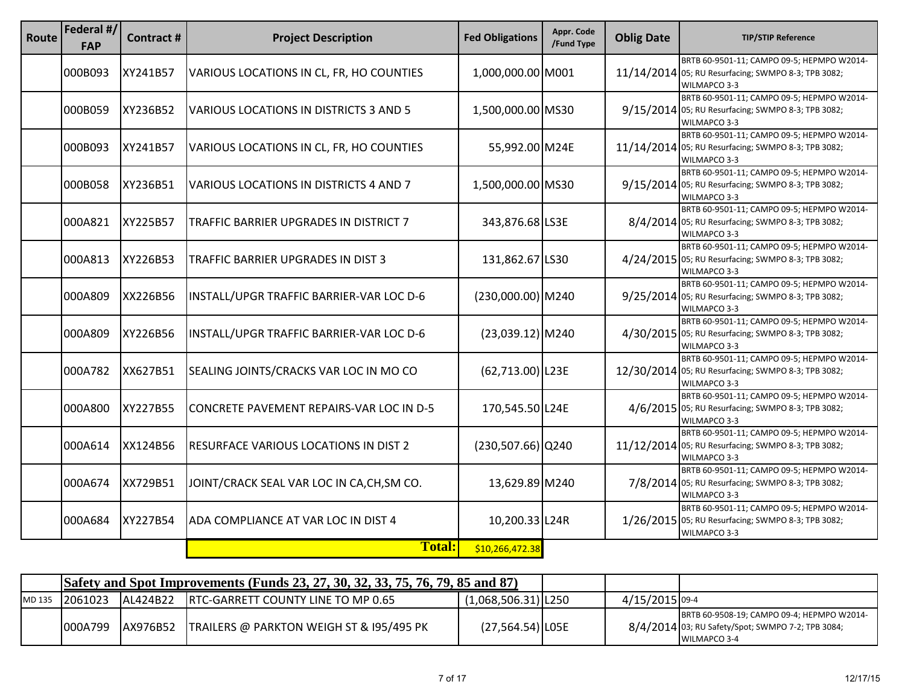| Route | Federal #/ FAP | Contract # | Project Description | Fed Obligations | Appr. Code /Fund Type | Oblig Date | TIP/STIP Reference |
|---|---|---|---|---|---|---|---|
| | 000B093 | XY241B57 | VARIOUS LOCATIONS IN CL, FR, HO COUNTIES | 1,000,000.00 | M001 | 11/14/2014 | BRTB 60-9501-11; CAMPO 09-5; HEPMPO W2014-05; RU Resurfacing; SWMPO 8-3; TPB 3082; WILMAPCO 3-3 |
| | 000B059 | XY236B52 | VARIOUS LOCATIONS IN DISTRICTS 3 AND 5 | 1,500,000.00 | MS30 | 9/15/2014 | BRTB 60-9501-11; CAMPO 09-5; HEPMPO W2014-05; RU Resurfacing; SWMPO 8-3; TPB 3082; WILMAPCO 3-3 |
| | 000B093 | XY241B57 | VARIOUS LOCATIONS IN CL, FR, HO COUNTIES | 55,992.00 | M24E | 11/14/2014 | BRTB 60-9501-11; CAMPO 09-5; HEPMPO W2014-05; RU Resurfacing; SWMPO 8-3; TPB 3082; WILMAPCO 3-3 |
| | 000B058 | XY236B51 | VARIOUS LOCATIONS IN DISTRICTS 4 AND 7 | 1,500,000.00 | MS30 | 9/15/2014 | BRTB 60-9501-11; CAMPO 09-5; HEPMPO W2014-05; RU Resurfacing; SWMPO 8-3; TPB 3082; WILMAPCO 3-3 |
| | 000A821 | XY225B57 | TRAFFIC BARRIER UPGRADES IN DISTRICT 7 | 343,876.68 | LS3E | 8/4/2014 | BRTB 60-9501-11; CAMPO 09-5; HEPMPO W2014-05; RU Resurfacing; SWMPO 8-3; TPB 3082; WILMAPCO 3-3 |
| | 000A813 | XY226B53 | TRAFFIC BARRIER UPGRADES IN DIST 3 | 131,862.67 | LS30 | 4/24/2015 | BRTB 60-9501-11; CAMPO 09-5; HEPMPO W2014-05; RU Resurfacing; SWMPO 8-3; TPB 3082; WILMAPCO 3-3 |
| | 000A809 | XX226B56 | INSTALL/UPGR TRAFFIC BARRIER-VAR LOC D-6 | (230,000.00) | M240 | 9/25/2014 | BRTB 60-9501-11; CAMPO 09-5; HEPMPO W2014-05; RU Resurfacing; SWMPO 8-3; TPB 3082; WILMAPCO 3-3 |
| | 000A809 | XY226B56 | INSTALL/UPGR TRAFFIC BARRIER-VAR LOC D-6 | (23,039.12) | M240 | 4/30/2015 | BRTB 60-9501-11; CAMPO 09-5; HEPMPO W2014-05; RU Resurfacing; SWMPO 8-3; TPB 3082; WILMAPCO 3-3 |
| | 000A782 | XX627B51 | SEALING JOINTS/CRACKS VAR LOC IN MO CO | (62,713.00) | L23E | 12/30/2014 | BRTB 60-9501-11; CAMPO 09-5; HEPMPO W2014-05; RU Resurfacing; SWMPO 8-3; TPB 3082; WILMAPCO 3-3 |
| | 000A800 | XY227B55 | CONCRETE PAVEMENT REPAIRS-VAR LOC IN D-5 | 170,545.50 | L24E | 4/6/2015 | BRTB 60-9501-11; CAMPO 09-5; HEPMPO W2014-05; RU Resurfacing; SWMPO 8-3; TPB 3082; WILMAPCO 3-3 |
| | 000A614 | XX124B56 | RESURFACE VARIOUS LOCATIONS IN DIST 2 | (230,507.66) | Q240 | 11/12/2014 | BRTB 60-9501-11; CAMPO 09-5; HEPMPO W2014-05; RU Resurfacing; SWMPO 8-3; TPB 3082; WILMAPCO 3-3 |
| | 000A674 | XX729B51 | JOINT/CRACK SEAL VAR LOC IN CA,CH,SM CO. | 13,629.89 | M240 | 7/8/2014 | BRTB 60-9501-11; CAMPO 09-5; HEPMPO W2014-05; RU Resurfacing; SWMPO 8-3; TPB 3082; WILMAPCO 3-3 |
| | 000A684 | XY227B54 | ADA COMPLIANCE AT VAR LOC IN DIST 4 | 10,200.33 | L24R | 1/26/2015 | BRTB 60-9501-11; CAMPO 09-5; HEPMPO W2014-05; RU Resurfacing; SWMPO 8-3; TPB 3082; WILMAPCO 3-3 |
| | | | **Total:** | $10,266,472.38 | | | |

| Route | Federal #/ FAP | Contract # | Project Description | Fed Obligations | Appr. Code /Fund Type | Oblig Date | TIP/STIP Reference |
|---|---|---|---|---|---|---|---|
| | **Safety and Spot Improvements (Funds 23, 27, 30, 32, 33, 75, 76, 79, 85 and 87)** | | | | | | |
| MD 135 | 2061023 | AL424B22 | RTC-GARRETT COUNTY LINE TO MP 0.65 | (1,068,506.31) | L250 | 4/15/2015 | 09-4 |
| | 000A799 | AX976B52 | TRAILERS @ PARKTON WEIGH ST & I95/495 PK | (27,564.54) | L05E | 8/4/2014 | BRTB 60-9508-19; CAMPO 09-4; HEPMPO W2014-03; RU Safety/Spot; SWMPO 7-2; TPB 3084; WILMAPCO 3-4 |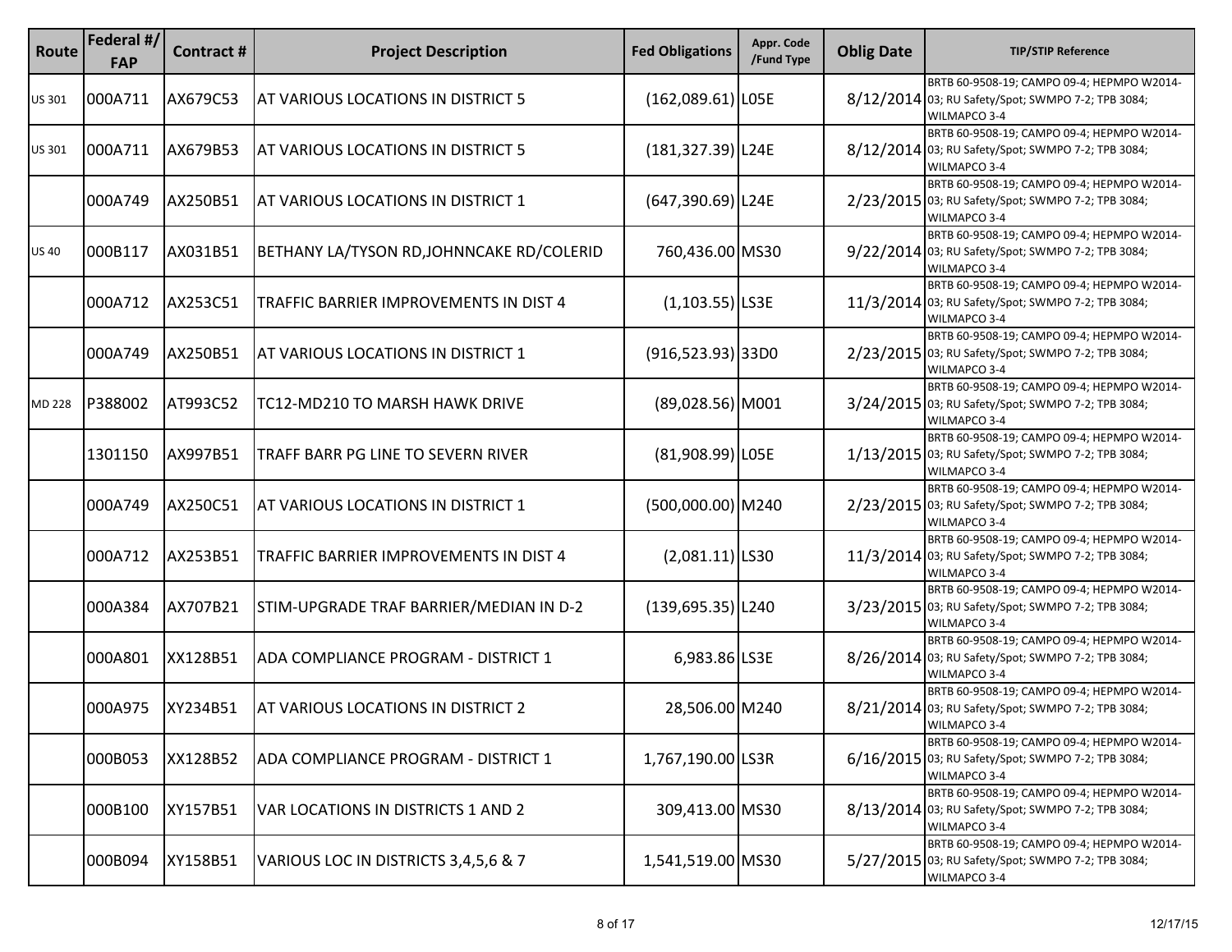| Route | Federal #/ FAP | Contract # | Project Description | Fed Obligations | Appr. Code /Fund Type | Oblig Date | TIP/STIP Reference |
|---|---|---|---|---|---|---|---|
| US 301 | 000A711 | AX679C53 | AT VARIOUS LOCATIONS IN DISTRICT 5 | (162,089.61) | L05E | 8/12/2014 | BRTB 60-9508-19; CAMPO 09-4; HEPMPO W2014-03; RU Safety/Spot; SWMPO 7-2; TPB 3084; WILMAPCO 3-4 |
| US 301 | 000A711 | AX679B53 | AT VARIOUS LOCATIONS IN DISTRICT 5 | (181,327.39) | L24E | 8/12/2014 | BRTB 60-9508-19; CAMPO 09-4; HEPMPO W2014-03; RU Safety/Spot; SWMPO 7-2; TPB 3084; WILMAPCO 3-4 |
| | 000A749 | AX250B51 | AT VARIOUS LOCATIONS IN DISTRICT 1 | (647,390.69) | L24E | 2/23/2015 | BRTB 60-9508-19; CAMPO 09-4; HEPMPO W2014-03; RU Safety/Spot; SWMPO 7-2; TPB 3084; WILMAPCO 3-4 |
| US 40 | 000B117 | AX031B51 | BETHANY LA/TYSON RD,JOHNNCAKE RD/COLERID | 760,436.00 | MS30 | 9/22/2014 | BRTB 60-9508-19; CAMPO 09-4; HEPMPO W2014-03; RU Safety/Spot; SWMPO 7-2; TPB 3084; WILMAPCO 3-4 |
| | 000A712 | AX253C51 | TRAFFIC BARRIER IMPROVEMENTS IN DIST 4 | (1,103.55) | LS3E | 11/3/2014 | BRTB 60-9508-19; CAMPO 09-4; HEPMPO W2014-03; RU Safety/Spot; SWMPO 7-2; TPB 3084; WILMAPCO 3-4 |
| | 000A749 | AX250B51 | AT VARIOUS LOCATIONS IN DISTRICT 1 | (916,523.93) | 33D0 | 2/23/2015 | BRTB 60-9508-19; CAMPO 09-4; HEPMPO W2014-03; RU Safety/Spot; SWMPO 7-2; TPB 3084; WILMAPCO 3-4 |
| MD 228 | P388002 | AT993C52 | TC12-MD210 TO MARSH HAWK DRIVE | (89,028.56) | M001 | 3/24/2015 | BRTB 60-9508-19; CAMPO 09-4; HEPMPO W2014-03; RU Safety/Spot; SWMPO 7-2; TPB 3084; WILMAPCO 3-4 |
| | 1301150 | AX997B51 | TRAFF BARR PG LINE TO SEVERN RIVER | (81,908.99) | L05E | 1/13/2015 | BRTB 60-9508-19; CAMPO 09-4; HEPMPO W2014-03; RU Safety/Spot; SWMPO 7-2; TPB 3084; WILMAPCO 3-4 |
| | 000A749 | AX250C51 | AT VARIOUS LOCATIONS IN DISTRICT 1 | (500,000.00) | M240 | 2/23/2015 | BRTB 60-9508-19; CAMPO 09-4; HEPMPO W2014-03; RU Safety/Spot; SWMPO 7-2; TPB 3084; WILMAPCO 3-4 |
| | 000A712 | AX253B51 | TRAFFIC BARRIER IMPROVEMENTS IN DIST 4 | (2,081.11) | LS30 | 11/3/2014 | BRTB 60-9508-19; CAMPO 09-4; HEPMPO W2014-03; RU Safety/Spot; SWMPO 7-2; TPB 3084; WILMAPCO 3-4 |
| | 000A384 | AX707B21 | STIM-UPGRADE TRAF BARRIER/MEDIAN IN D-2 | (139,695.35) | L240 | 3/23/2015 | BRTB 60-9508-19; CAMPO 09-4; HEPMPO W2014-03; RU Safety/Spot; SWMPO 7-2; TPB 3084; WILMAPCO 3-4 |
| | 000A801 | XX128B51 | ADA COMPLIANCE PROGRAM - DISTRICT 1 | 6,983.86 | LS3E | 8/26/2014 | BRTB 60-9508-19; CAMPO 09-4; HEPMPO W2014-03; RU Safety/Spot; SWMPO 7-2; TPB 3084; WILMAPCO 3-4 |
| | 000A975 | XY234B51 | AT VARIOUS LOCATIONS IN DISTRICT 2 | 28,506.00 | M240 | 8/21/2014 | BRTB 60-9508-19; CAMPO 09-4; HEPMPO W2014-03; RU Safety/Spot; SWMPO 7-2; TPB 3084; WILMAPCO 3-4 |
| | 000B053 | XX128B52 | ADA COMPLIANCE PROGRAM - DISTRICT 1 | 1,767,190.00 | LS3R | 6/16/2015 | BRTB 60-9508-19; CAMPO 09-4; HEPMPO W2014-03; RU Safety/Spot; SWMPO 7-2; TPB 3084; WILMAPCO 3-4 |
| | 000B100 | XY157B51 | VAR LOCATIONS IN DISTRICTS 1 AND 2 | 309,413.00 | MS30 | 8/13/2014 | BRTB 60-9508-19; CAMPO 09-4; HEPMPO W2014-03; RU Safety/Spot; SWMPO 7-2; TPB 3084; WILMAPCO 3-4 |
| | 000B094 | XY158B51 | VARIOUS LOC IN DISTRICTS 3,4,5,6 & 7 | 1,541,519.00 | MS30 | 5/27/2015 | BRTB 60-9508-19; CAMPO 09-4; HEPMPO W2014-03; RU Safety/Spot; SWMPO 7-2; TPB 3084; WILMAPCO 3-4 |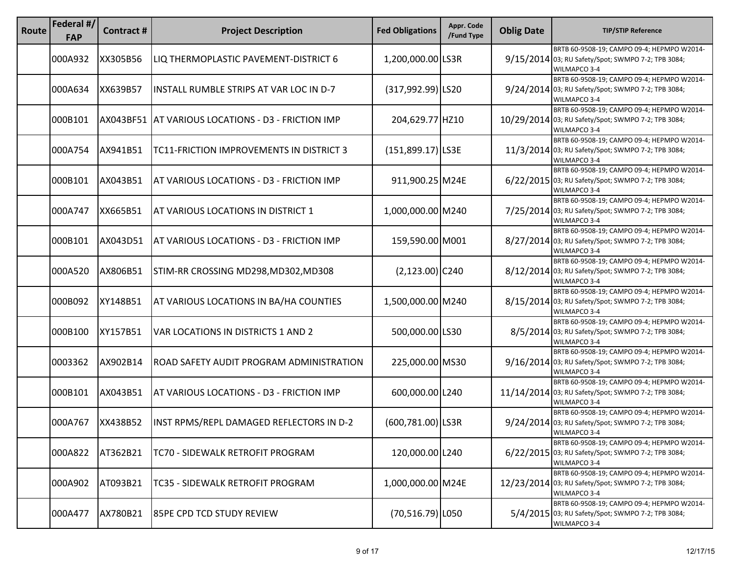| Route | Federal #/ FAP | Contract # | Project Description | Fed Obligations | Appr. Code /Fund Type | Oblig Date | TIP/STIP Reference |
|---|---|---|---|---|---|---|---|
| | 000A932 | XX305B56 | LIQ THERMOPLASTIC PAVEMENT-DISTRICT 6 | 1,200,000.00 | LS3R | 9/15/2014 | BRTB 60-9508-19; CAMPO 09-4; HEPMPO W2014-03; RU Safety/Spot; SWMPO 7-2; TPB 3084; WILMAPCO 3-4 |
| | 000A634 | XX639B57 | INSTALL RUMBLE STRIPS AT VAR LOC IN D-7 | (317,992.99) | LS20 | 9/24/2014 | BRTB 60-9508-19; CAMPO 09-4; HEPMPO W2014-03; RU Safety/Spot; SWMPO 7-2; TPB 3084; WILMAPCO 3-4 |
| | 000B101 | AX043BF51 | AT VARIOUS LOCATIONS - D3 - FRICTION IMP | 204,629.77 | HZ10 | 10/29/2014 | BRTB 60-9508-19; CAMPO 09-4; HEPMPO W2014-03; RU Safety/Spot; SWMPO 7-2; TPB 3084; WILMAPCO 3-4 |
| | 000A754 | AX941B51 | TC11-FRICTION IMPROVEMENTS IN DISTRICT 3 | (151,899.17) | LS3E | 11/3/2014 | BRTB 60-9508-19; CAMPO 09-4; HEPMPO W2014-03; RU Safety/Spot; SWMPO 7-2; TPB 3084; WILMAPCO 3-4 |
| | 000B101 | AX043B51 | AT VARIOUS LOCATIONS - D3 - FRICTION IMP | 911,900.25 | M24E | 6/22/2015 | BRTB 60-9508-19; CAMPO 09-4; HEPMPO W2014-03; RU Safety/Spot; SWMPO 7-2; TPB 3084; WILMAPCO 3-4 |
| | 000A747 | XX665B51 | AT VARIOUS LOCATIONS IN DISTRICT 1 | 1,000,000.00 | M240 | 7/25/2014 | BRTB 60-9508-19; CAMPO 09-4; HEPMPO W2014-03; RU Safety/Spot; SWMPO 7-2; TPB 3084; WILMAPCO 3-4 |
| | 000B101 | AX043D51 | AT VARIOUS LOCATIONS - D3 - FRICTION IMP | 159,590.00 | M001 | 8/27/2014 | BRTB 60-9508-19; CAMPO 09-4; HEPMPO W2014-03; RU Safety/Spot; SWMPO 7-2; TPB 3084; WILMAPCO 3-4 |
| | 000A520 | AX806B51 | STIM-RR CROSSING MD298,MD302,MD308 | (2,123.00) | C240 | 8/12/2014 | BRTB 60-9508-19; CAMPO 09-4; HEPMPO W2014-03; RU Safety/Spot; SWMPO 7-2; TPB 3084; WILMAPCO 3-4 |
| | 000B092 | XY148B51 | AT VARIOUS LOCATIONS IN BA/HA COUNTIES | 1,500,000.00 | M240 | 8/15/2014 | BRTB 60-9508-19; CAMPO 09-4; HEPMPO W2014-03; RU Safety/Spot; SWMPO 7-2; TPB 3084; WILMAPCO 3-4 |
| | 000B100 | XY157B51 | VAR LOCATIONS IN DISTRICTS 1 AND 2 | 500,000.00 | LS30 | 8/5/2014 | BRTB 60-9508-19; CAMPO 09-4; HEPMPO W2014-03; RU Safety/Spot; SWMPO 7-2; TPB 3084; WILMAPCO 3-4 |
| | 0003362 | AX902B14 | ROAD SAFETY AUDIT PROGRAM ADMINISTRATION | 225,000.00 | MS30 | 9/16/2014 | BRTB 60-9508-19; CAMPO 09-4; HEPMPO W2014-03; RU Safety/Spot; SWMPO 7-2; TPB 3084; WILMAPCO 3-4 |
| | 000B101 | AX043B51 | AT VARIOUS LOCATIONS - D3 - FRICTION IMP | 600,000.00 | L240 | 11/14/2014 | BRTB 60-9508-19; CAMPO 09-4; HEPMPO W2014-03; RU Safety/Spot; SWMPO 7-2; TPB 3084; WILMAPCO 3-4 |
| | 000A767 | XX438B52 | INST RPMS/REPL DAMAGED REFLECTORS IN D-2 | (600,781.00) | LS3R | 9/24/2014 | BRTB 60-9508-19; CAMPO 09-4; HEPMPO W2014-03; RU Safety/Spot; SWMPO 7-2; TPB 3084; WILMAPCO 3-4 |
| | 000A822 | AT362B21 | TC70 - SIDEWALK RETROFIT PROGRAM | 120,000.00 | L240 | 6/22/2015 | BRTB 60-9508-19; CAMPO 09-4; HEPMPO W2014-03; RU Safety/Spot; SWMPO 7-2; TPB 3084; WILMAPCO 3-4 |
| | 000A902 | AT093B21 | TC35 - SIDEWALK RETROFIT PROGRAM | 1,000,000.00 | M24E | 12/23/2014 | BRTB 60-9508-19; CAMPO 09-4; HEPMPO W2014-03; RU Safety/Spot; SWMPO 7-2; TPB 3084; WILMAPCO 3-4 |
| | 000A477 | AX780B21 | 85PE CPD TCD STUDY REVIEW | (70,516.79) | L050 | 5/4/2015 | BRTB 60-9508-19; CAMPO 09-4; HEPMPO W2014-03; RU Safety/Spot; SWMPO 7-2; TPB 3084; WILMAPCO 3-4 |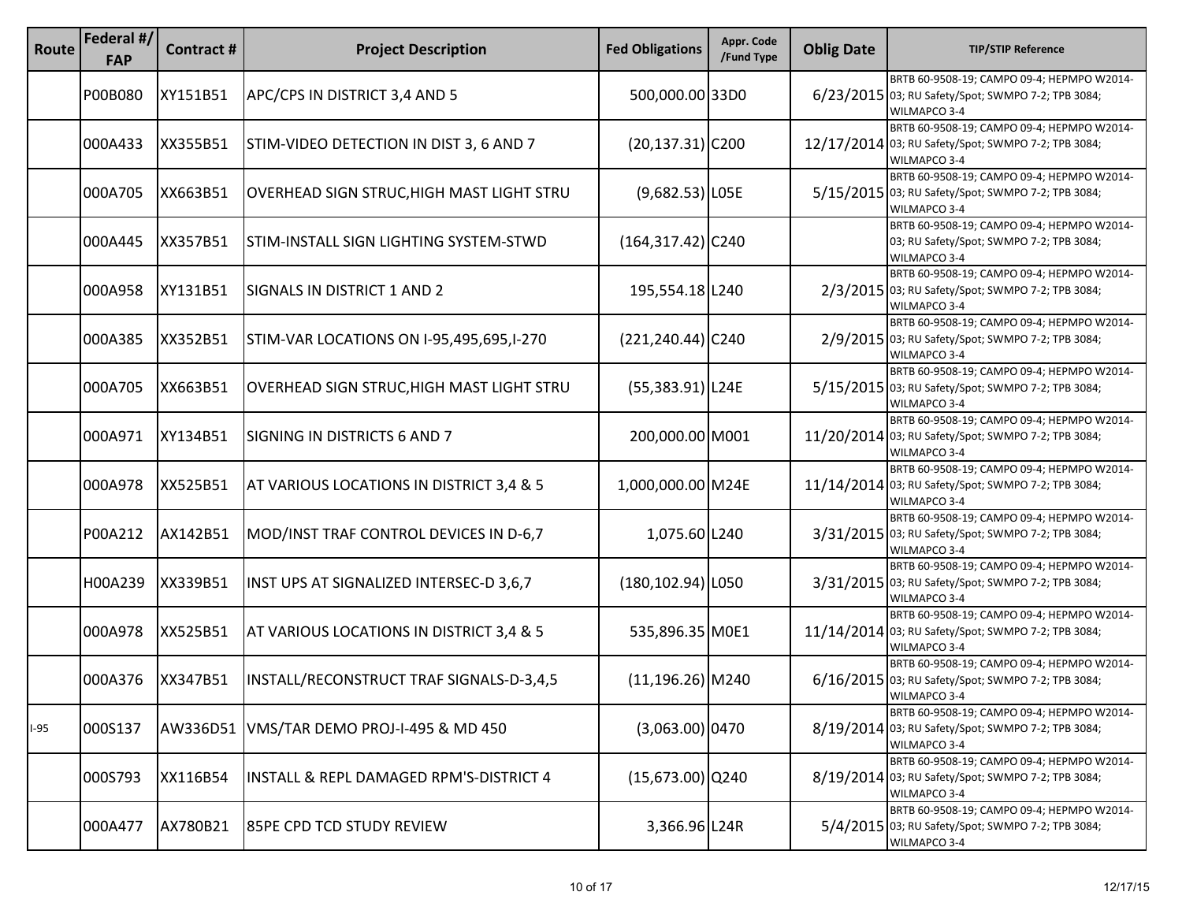| Route | Federal #/ FAP | Contract # | Project Description | Fed Obligations | Appr. Code /Fund Type | Oblig Date | TIP/STIP Reference |
|---|---|---|---|---|---|---|---|
| | P00B080 | XY151B51 | APC/CPS IN DISTRICT 3,4 AND 5 | 500,000.00 | 33D0 | 6/23/2015 | BRTB 60-9508-19; CAMPO 09-4; HEPMPO W2014-03; RU Safety/Spot; SWMPO 7-2; TPB 3084; WILMAPCO 3-4 |
| | 000A433 | XX355B51 | STIM-VIDEO DETECTION IN DIST 3, 6 AND 7 | (20,137.31) | C200 | 12/17/2014 | BRTB 60-9508-19; CAMPO 09-4; HEPMPO W2014-03; RU Safety/Spot; SWMPO 7-2; TPB 3084; WILMAPCO 3-4 |
| | 000A705 | XX663B51 | OVERHEAD SIGN STRUC,HIGH MAST LIGHT STRU | (9,682.53) | L05E | 5/15/2015 | BRTB 60-9508-19; CAMPO 09-4; HEPMPO W2014-03; RU Safety/Spot; SWMPO 7-2; TPB 3084; WILMAPCO 3-4 |
| | 000A445 | XX357B51 | STIM-INSTALL SIGN LIGHTING SYSTEM-STWD | (164,317.42) | C240 | | BRTB 60-9508-19; CAMPO 09-4; HEPMPO W2014-03; RU Safety/Spot; SWMPO 7-2; TPB 3084; WILMAPCO 3-4 |
| | 000A958 | XY131B51 | SIGNALS IN DISTRICT 1 AND 2 | 195,554.18 | L240 | 2/3/2015 | BRTB 60-9508-19; CAMPO 09-4; HEPMPO W2014-03; RU Safety/Spot; SWMPO 7-2; TPB 3084; WILMAPCO 3-4 |
| | 000A385 | XX352B51 | STIM-VAR LOCATIONS ON I-95,495,695,I-270 | (221,240.44) | C240 | 2/9/2015 | BRTB 60-9508-19; CAMPO 09-4; HEPMPO W2014-03; RU Safety/Spot; SWMPO 7-2; TPB 3084; WILMAPCO 3-4 |
| | 000A705 | XX663B51 | OVERHEAD SIGN STRUC,HIGH MAST LIGHT STRU | (55,383.91) | L24E | 5/15/2015 | BRTB 60-9508-19; CAMPO 09-4; HEPMPO W2014-03; RU Safety/Spot; SWMPO 7-2; TPB 3084; WILMAPCO 3-4 |
| | 000A971 | XY134B51 | SIGNING IN DISTRICTS 6 AND 7 | 200,000.00 | M001 | 11/20/2014 | BRTB 60-9508-19; CAMPO 09-4; HEPMPO W2014-03; RU Safety/Spot; SWMPO 7-2; TPB 3084; WILMAPCO 3-4 |
| | 000A978 | XX525B51 | AT VARIOUS LOCATIONS IN DISTRICT 3,4 & 5 | 1,000,000.00 | M24E | 11/14/2014 | BRTB 60-9508-19; CAMPO 09-4; HEPMPO W2014-03; RU Safety/Spot; SWMPO 7-2; TPB 3084; WILMAPCO 3-4 |
| | P00A212 | AX142B51 | MOD/INST TRAF CONTROL DEVICES IN D-6,7 | 1,075.60 | L240 | 3/31/2015 | BRTB 60-9508-19; CAMPO 09-4; HEPMPO W2014-03; RU Safety/Spot; SWMPO 7-2; TPB 3084; WILMAPCO 3-4 |
| | H00A239 | XX339B51 | INST UPS AT SIGNALIZED INTERSEC-D 3,6,7 | (180,102.94) | L050 | 3/31/2015 | BRTB 60-9508-19; CAMPO 09-4; HEPMPO W2014-03; RU Safety/Spot; SWMPO 7-2; TPB 3084; WILMAPCO 3-4 |
| | 000A978 | XX525B51 | AT VARIOUS LOCATIONS IN DISTRICT 3,4 & 5 | 535,896.35 | M0E1 | 11/14/2014 | BRTB 60-9508-19; CAMPO 09-4; HEPMPO W2014-03; RU Safety/Spot; SWMPO 7-2; TPB 3084; WILMAPCO 3-4 |
| | 000A376 | XX347B51 | INSTALL/RECONSTRUCT TRAF SIGNALS-D-3,4,5 | (11,196.26) | M240 | 6/16/2015 | BRTB 60-9508-19; CAMPO 09-4; HEPMPO W2014-03; RU Safety/Spot; SWMPO 7-2; TPB 3084; WILMAPCO 3-4 |
| I-95 | 000S137 | AW336D51 | VMS/TAR DEMO PROJ-I-495 & MD 450 | (3,063.00) | 0470 | 8/19/2014 | BRTB 60-9508-19; CAMPO 09-4; HEPMPO W2014-03; RU Safety/Spot; SWMPO 7-2; TPB 3084; WILMAPCO 3-4 |
| | 000S793 | XX116B54 | INSTALL & REPL DAMAGED RPM'S-DISTRICT 4 | (15,673.00) | Q240 | 8/19/2014 | BRTB 60-9508-19; CAMPO 09-4; HEPMPO W2014-03; RU Safety/Spot; SWMPO 7-2; TPB 3084; WILMAPCO 3-4 |
| | 000A477 | AX780B21 | 85PE CPD TCD STUDY REVIEW | 3,366.96 | L24R | 5/4/2015 | BRTB 60-9508-19; CAMPO 09-4; HEPMPO W2014-03; RU Safety/Spot; SWMPO 7-2; TPB 3084; WILMAPCO 3-4 |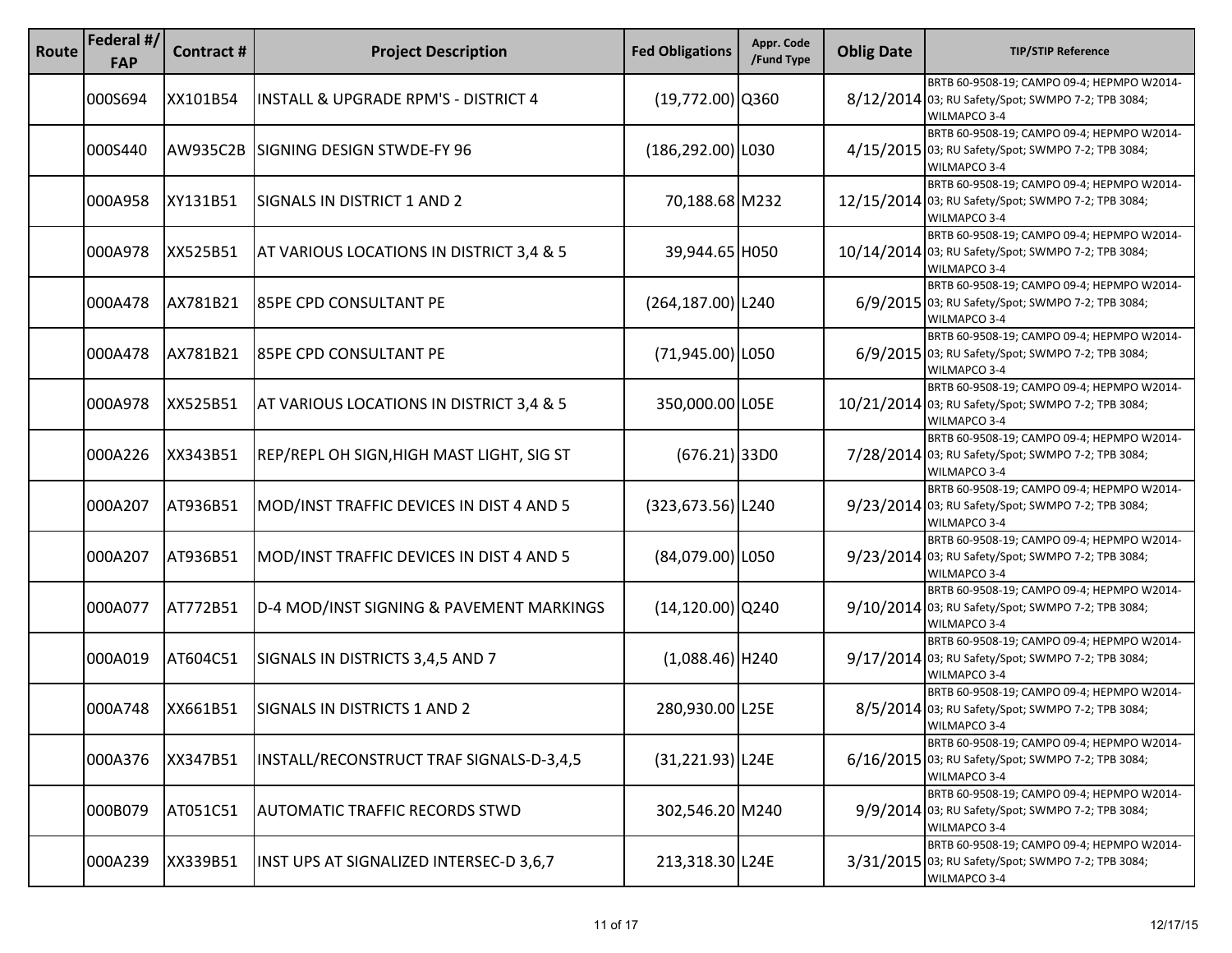| Route | Federal #/ FAP | Contract # | Project Description | Fed Obligations | Appr. Code /Fund Type | Oblig Date | TIP/STIP Reference |
|---|---|---|---|---|---|---|---|
| | 000S694 | XX101B54 | INSTALL & UPGRADE RPM'S - DISTRICT 4 | (19,772.00) | Q360 | 8/12/2014 | BRTB 60-9508-19; CAMPO 09-4; HEPMPO W2014-03; RU Safety/Spot; SWMPO 7-2; TPB 3084; WILMAPCO 3-4 |
| | 000S440 | AW935C2B | SIGNING DESIGN STWDE-FY 96 | (186,292.00) | L030 | 4/15/2015 | BRTB 60-9508-19; CAMPO 09-4; HEPMPO W2014-03; RU Safety/Spot; SWMPO 7-2; TPB 3084; WILMAPCO 3-4 |
| | 000A958 | XY131B51 | SIGNALS IN DISTRICT 1 AND 2 | 70,188.68 | M232 | 12/15/2014 | BRTB 60-9508-19; CAMPO 09-4; HEPMPO W2014-03; RU Safety/Spot; SWMPO 7-2; TPB 3084; WILMAPCO 3-4 |
| | 000A978 | XX525B51 | AT VARIOUS LOCATIONS IN DISTRICT 3,4 & 5 | 39,944.65 | H050 | 10/14/2014 | BRTB 60-9508-19; CAMPO 09-4; HEPMPO W2014-03; RU Safety/Spot; SWMPO 7-2; TPB 3084; WILMAPCO 3-4 |
| | 000A478 | AX781B21 | 85PE CPD CONSULTANT PE | (264,187.00) | L240 | 6/9/2015 | BRTB 60-9508-19; CAMPO 09-4; HEPMPO W2014-03; RU Safety/Spot; SWMPO 7-2; TPB 3084; WILMAPCO 3-4 |
| | 000A478 | AX781B21 | 85PE CPD CONSULTANT PE | (71,945.00) | L050 | 6/9/2015 | BRTB 60-9508-19; CAMPO 09-4; HEPMPO W2014-03; RU Safety/Spot; SWMPO 7-2; TPB 3084; WILMAPCO 3-4 |
| | 000A978 | XX525B51 | AT VARIOUS LOCATIONS IN DISTRICT 3,4 & 5 | 350,000.00 | L05E | 10/21/2014 | BRTB 60-9508-19; CAMPO 09-4; HEPMPO W2014-03; RU Safety/Spot; SWMPO 7-2; TPB 3084; WILMAPCO 3-4 |
| | 000A226 | XX343B51 | REP/REPL OH SIGN,HIGH MAST LIGHT, SIG ST | (676.21) | 33D0 | 7/28/2014 | BRTB 60-9508-19; CAMPO 09-4; HEPMPO W2014-03; RU Safety/Spot; SWMPO 7-2; TPB 3084; WILMAPCO 3-4 |
| | 000A207 | AT936B51 | MOD/INST TRAFFIC DEVICES IN DIST 4 AND 5 | (323,673.56) | L240 | 9/23/2014 | BRTB 60-9508-19; CAMPO 09-4; HEPMPO W2014-03; RU Safety/Spot; SWMPO 7-2; TPB 3084; WILMAPCO 3-4 |
| | 000A207 | AT936B51 | MOD/INST TRAFFIC DEVICES IN DIST 4 AND 5 | (84,079.00) | L050 | 9/23/2014 | BRTB 60-9508-19; CAMPO 09-4; HEPMPO W2014-03; RU Safety/Spot; SWMPO 7-2; TPB 3084; WILMAPCO 3-4 |
| | 000A077 | AT772B51 | D-4 MOD/INST SIGNING & PAVEMENT MARKINGS | (14,120.00) | Q240 | 9/10/2014 | BRTB 60-9508-19; CAMPO 09-4; HEPMPO W2014-03; RU Safety/Spot; SWMPO 7-2; TPB 3084; WILMAPCO 3-4 |
| | 000A019 | AT604C51 | SIGNALS IN DISTRICTS 3,4,5 AND 7 | (1,088.46) | H240 | 9/17/2014 | BRTB 60-9508-19; CAMPO 09-4; HEPMPO W2014-03; RU Safety/Spot; SWMPO 7-2; TPB 3084; WILMAPCO 3-4 |
| | 000A748 | XX661B51 | SIGNALS IN DISTRICTS 1 AND 2 | 280,930.00 | L25E | 8/5/2014 | BRTB 60-9508-19; CAMPO 09-4; HEPMPO W2014-03; RU Safety/Spot; SWMPO 7-2; TPB 3084; WILMAPCO 3-4 |
| | 000A376 | XX347B51 | INSTALL/RECONSTRUCT TRAF SIGNALS-D-3,4,5 | (31,221.93) | L24E | 6/16/2015 | BRTB 60-9508-19; CAMPO 09-4; HEPMPO W2014-03; RU Safety/Spot; SWMPO 7-2; TPB 3084; WILMAPCO 3-4 |
| | 000B079 | AT051C51 | AUTOMATIC TRAFFIC RECORDS STWD | 302,546.20 | M240 | 9/9/2014 | BRTB 60-9508-19; CAMPO 09-4; HEPMPO W2014-03; RU Safety/Spot; SWMPO 7-2; TPB 3084; WILMAPCO 3-4 |
| | 000A239 | XX339B51 | INST UPS AT SIGNALIZED INTERSEC-D 3,6,7 | 213,318.30 | L24E | 3/31/2015 | BRTB 60-9508-19; CAMPO 09-4; HEPMPO W2014-03; RU Safety/Spot; SWMPO 7-2; TPB 3084; WILMAPCO 3-4 |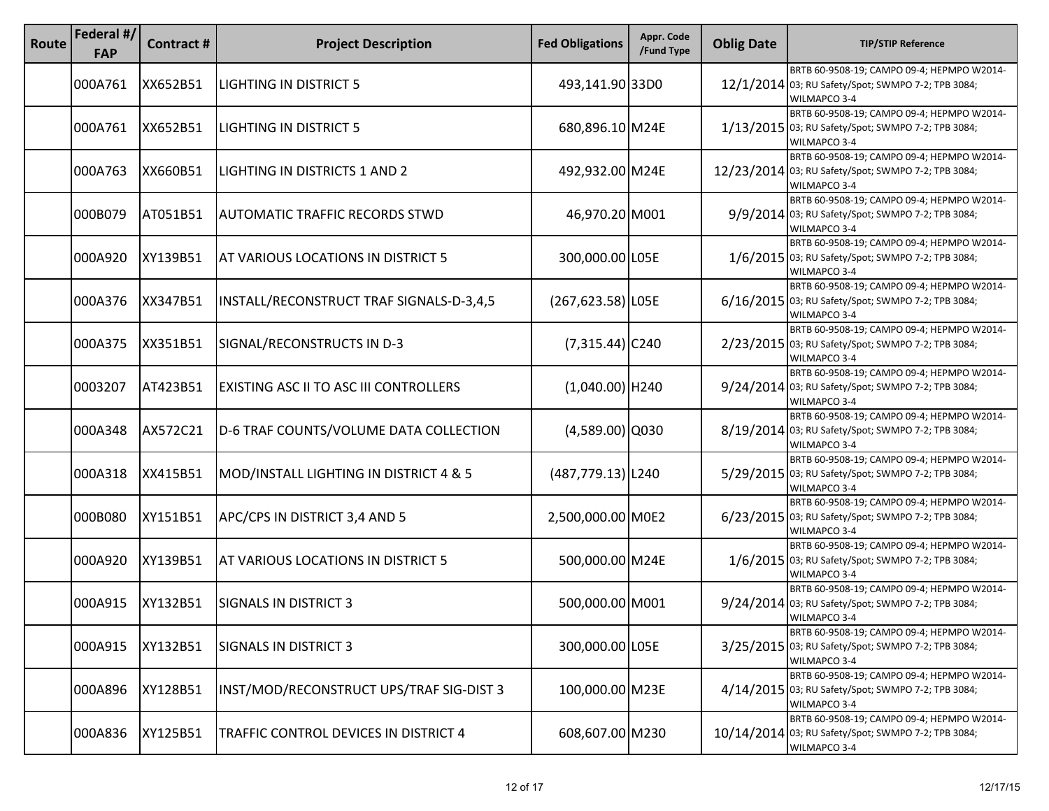| Route | Federal #/ FAP | Contract # | Project Description | Fed Obligations | Appr. Code /Fund Type | Oblig Date | TIP/STIP Reference |
|---|---|---|---|---|---|---|---|
| | 000A761 | XX652B51 | LIGHTING IN DISTRICT 5 | 493,141.90 | 33D0 | 12/1/2014 | BRTB 60-9508-19; CAMPO 09-4; HEPMPO W2014-03; RU Safety/Spot; SWMPO 7-2; TPB 3084; WILMAPCO 3-4 |
| | 000A761 | XX652B51 | LIGHTING IN DISTRICT 5 | 680,896.10 | M24E | 1/13/2015 | BRTB 60-9508-19; CAMPO 09-4; HEPMPO W2014-03; RU Safety/Spot; SWMPO 7-2; TPB 3084; WILMAPCO 3-4 |
| | 000A763 | XX660B51 | LIGHTING IN DISTRICTS 1 AND 2 | 492,932.00 | M24E | 12/23/2014 | BRTB 60-9508-19; CAMPO 09-4; HEPMPO W2014-03; RU Safety/Spot; SWMPO 7-2; TPB 3084; WILMAPCO 3-4 |
| | 000B079 | AT051B51 | AUTOMATIC TRAFFIC RECORDS STWD | 46,970.20 | M001 | 9/9/2014 | BRTB 60-9508-19; CAMPO 09-4; HEPMPO W2014-03; RU Safety/Spot; SWMPO 7-2; TPB 3084; WILMAPCO 3-4 |
| | 000A920 | XY139B51 | AT VARIOUS LOCATIONS IN DISTRICT 5 | 300,000.00 | L05E | 1/6/2015 | BRTB 60-9508-19; CAMPO 09-4; HEPMPO W2014-03; RU Safety/Spot; SWMPO 7-2; TPB 3084; WILMAPCO 3-4 |
| | 000A376 | XX347B51 | INSTALL/RECONSTRUCT TRAF SIGNALS-D-3,4,5 | (267,623.58) | L05E | 6/16/2015 | BRTB 60-9508-19; CAMPO 09-4; HEPMPO W2014-03; RU Safety/Spot; SWMPO 7-2; TPB 3084; WILMAPCO 3-4 |
| | 000A375 | XX351B51 | SIGNAL/RECONSTRUCTS IN D-3 | (7,315.44) | C240 | 2/23/2015 | BRTB 60-9508-19; CAMPO 09-4; HEPMPO W2014-03; RU Safety/Spot; SWMPO 7-2; TPB 3084; WILMAPCO 3-4 |
| | 0003207 | AT423B51 | EXISTING ASC II TO ASC III CONTROLLERS | (1,040.00) | H240 | 9/24/2014 | BRTB 60-9508-19; CAMPO 09-4; HEPMPO W2014-03; RU Safety/Spot; SWMPO 7-2; TPB 3084; WILMAPCO 3-4 |
| | 000A348 | AX572C21 | D-6 TRAF COUNTS/VOLUME DATA COLLECTION | (4,589.00) | Q030 | 8/19/2014 | BRTB 60-9508-19; CAMPO 09-4; HEPMPO W2014-03; RU Safety/Spot; SWMPO 7-2; TPB 3084; WILMAPCO 3-4 |
| | 000A318 | XX415B51 | MOD/INSTALL LIGHTING IN DISTRICT 4 & 5 | (487,779.13) | L240 | 5/29/2015 | BRTB 60-9508-19; CAMPO 09-4; HEPMPO W2014-03; RU Safety/Spot; SWMPO 7-2; TPB 3084; WILMAPCO 3-4 |
| | 000B080 | XY151B51 | APC/CPS IN DISTRICT 3,4 AND 5 | 2,500,000.00 | M0E2 | 6/23/2015 | BRTB 60-9508-19; CAMPO 09-4; HEPMPO W2014-03; RU Safety/Spot; SWMPO 7-2; TPB 3084; WILMAPCO 3-4 |
| | 000A920 | XY139B51 | AT VARIOUS LOCATIONS IN DISTRICT 5 | 500,000.00 | M24E | 1/6/2015 | BRTB 60-9508-19; CAMPO 09-4; HEPMPO W2014-03; RU Safety/Spot; SWMPO 7-2; TPB 3084; WILMAPCO 3-4 |
| | 000A915 | XY132B51 | SIGNALS IN DISTRICT 3 | 500,000.00 | M001 | 9/24/2014 | BRTB 60-9508-19; CAMPO 09-4; HEPMPO W2014-03; RU Safety/Spot; SWMPO 7-2; TPB 3084; WILMAPCO 3-4 |
| | 000A915 | XY132B51 | SIGNALS IN DISTRICT 3 | 300,000.00 | L05E | 3/25/2015 | BRTB 60-9508-19; CAMPO 09-4; HEPMPO W2014-03; RU Safety/Spot; SWMPO 7-2; TPB 3084; WILMAPCO 3-4 |
| | 000A896 | XY128B51 | INST/MOD/RECONSTRUCT UPS/TRAF SIG-DIST 3 | 100,000.00 | M23E | 4/14/2015 | BRTB 60-9508-19; CAMPO 09-4; HEPMPO W2014-03; RU Safety/Spot; SWMPO 7-2; TPB 3084; WILMAPCO 3-4 |
| | 000A836 | XY125B51 | TRAFFIC CONTROL DEVICES IN DISTRICT 4 | 608,607.00 | M230 | 10/14/2014 | BRTB 60-9508-19; CAMPO 09-4; HEPMPO W2014-03; RU Safety/Spot; SWMPO 7-2; TPB 3084; WILMAPCO 3-4 |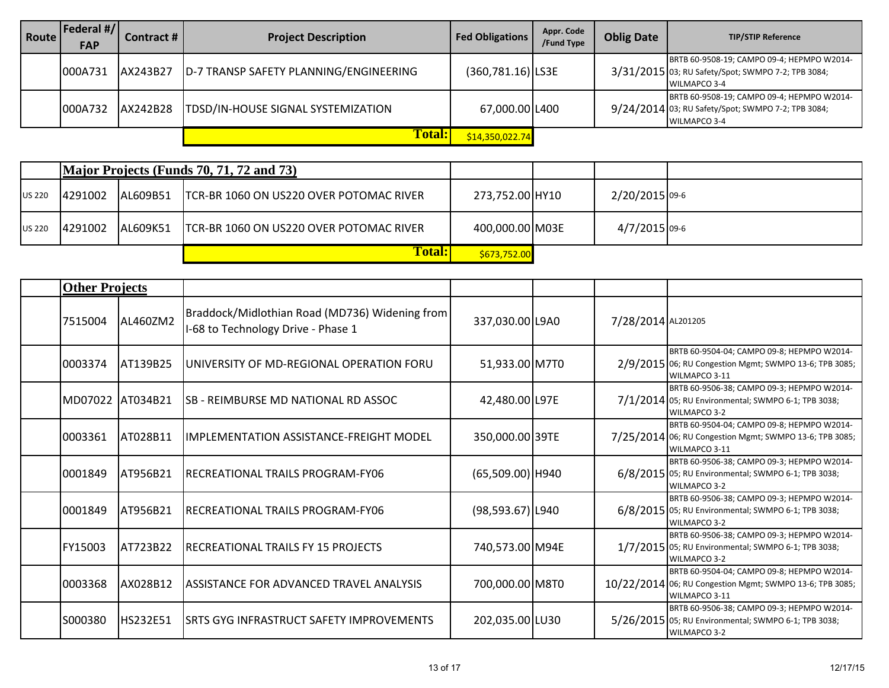| Route | Federal #/ FAP | Contract # | Project Description | Fed Obligations | Appr. Code /Fund Type | Oblig Date | TIP/STIP Reference |
|---|---|---|---|---|---|---|---|
| | 000A731 | AX243B27 | D-7 TRANSP SAFETY PLANNING/ENGINEERING | (360,781.16) | LS3E | 3/31/2015 | BRTB 60-9508-19; CAMPO 09-4; HEPMPO W2014-03; RU Safety/Spot; SWMPO 7-2; TPB 3084; WILMAPCO 3-4 |
| | 000A732 | AX242B28 | TDSD/IN-HOUSE SIGNAL SYSTEMIZATION | 67,000.00 | L400 | 9/24/2014 | BRTB 60-9508-19; CAMPO 09-4; HEPMPO W2014-03; RU Safety/Spot; SWMPO 7-2; TPB 3084; WILMAPCO 3-4 |
| | | | **Total:** | $14,350,022.74 | | | |

| Route | Federal #/ FAP | Contract # | Project Description | Fed Obligations | Appr. Code /Fund Type | Oblig Date | TIP/STIP Reference |
|---|---|---|---|---|---|---|---|
| | **Major Projects (Funds 70, 71, 72 and 73)** | | | | | | |
| US 220 | 4291002 | AL609B51 | TCR-BR 1060 ON US220 OVER POTOMAC RIVER | 273,752.00 | HY10 | 2/20/2015 | 09-6 |
| US 220 | 4291002 | AL609K51 | TCR-BR 1060 ON US220 OVER POTOMAC RIVER | 400,000.00 | M03E | 4/7/2015 | 09-6 |
| | | | **Total:** | $673,752.00 | | | |

| Route | Federal #/ FAP | Contract # | Project Description | Fed Obligations | Appr. Code /Fund Type | Oblig Date | TIP/STIP Reference |
|---|---|---|---|---|---|---|---|
| | **Other Projects** | | | | | | |
| | 7515004 | AL460ZM2 | Braddock/Midlothian Road (MD736) Widening from I-68 to Technology Drive - Phase 1 | 337,030.00 | L9A0 | 7/28/2014 | AL201205 |
| | 0003374 | AT139B25 | UNIVERSITY OF MD-REGIONAL OPERATION FORU | 51,933.00 | M7T0 | 2/9/2015 | BRTB 60-9504-04; CAMPO 09-8; HEPMPO W2014-06; RU Congestion Mgmt; SWMPO 13-6; TPB 3085; WILMAPCO 3-11 |
| | MD07022 | AT034B21 | SB - REIMBURSE MD NATIONAL RD ASSOC | 42,480.00 | L97E | 7/1/2014 | BRTB 60-9506-38; CAMPO 09-3; HEPMPO W2014-05; RU Environmental; SWMPO 6-1; TPB 3038; WILMAPCO 3-2 |
| | 0003361 | AT028B11 | IMPLEMENTATION ASSISTANCE-FREIGHT MODEL | 350,000.00 | 39TE | 7/25/2014 | BRTB 60-9504-04; CAMPO 09-8; HEPMPO W2014-06; RU Congestion Mgmt; SWMPO 13-6; TPB 3085; WILMAPCO 3-11 |
| | 0001849 | AT956B21 | RECREATIONAL TRAILS PROGRAM-FY06 | (65,509.00) | H940 | 6/8/2015 | BRTB 60-9506-38; CAMPO 09-3; HEPMPO W2014-05; RU Environmental; SWMPO 6-1; TPB 3038; WILMAPCO 3-2 |
| | 0001849 | AT956B21 | RECREATIONAL TRAILS PROGRAM-FY06 | (98,593.67) | L940 | 6/8/2015 | BRTB 60-9506-38; CAMPO 09-3; HEPMPO W2014-05; RU Environmental; SWMPO 6-1; TPB 3038; WILMAPCO 3-2 |
| | FY15003 | AT723B22 | RECREATIONAL TRAILS FY 15 PROJECTS | 740,573.00 | M94E | 1/7/2015 | BRTB 60-9506-38; CAMPO 09-3; HEPMPO W2014-05; RU Environmental; SWMPO 6-1; TPB 3038; WILMAPCO 3-2 |
| | 0003368 | AX028B12 | ASSISTANCE FOR ADVANCED TRAVEL ANALYSIS | 700,000.00 | M8T0 | 10/22/2014 | BRTB 60-9504-04; CAMPO 09-8; HEPMPO W2014-06; RU Congestion Mgmt; SWMPO 13-6; TPB 3085; WILMAPCO 3-11 |
| | S000380 | HS232E51 | SRTS GYG INFRASTRUCT SAFETY IMPROVEMENTS | 202,035.00 | LU30 | 5/26/2015 | BRTB 60-9506-38; CAMPO 09-3; HEPMPO W2014-05; RU Environmental; SWMPO 6-1; TPB 3038; WILMAPCO 3-2 |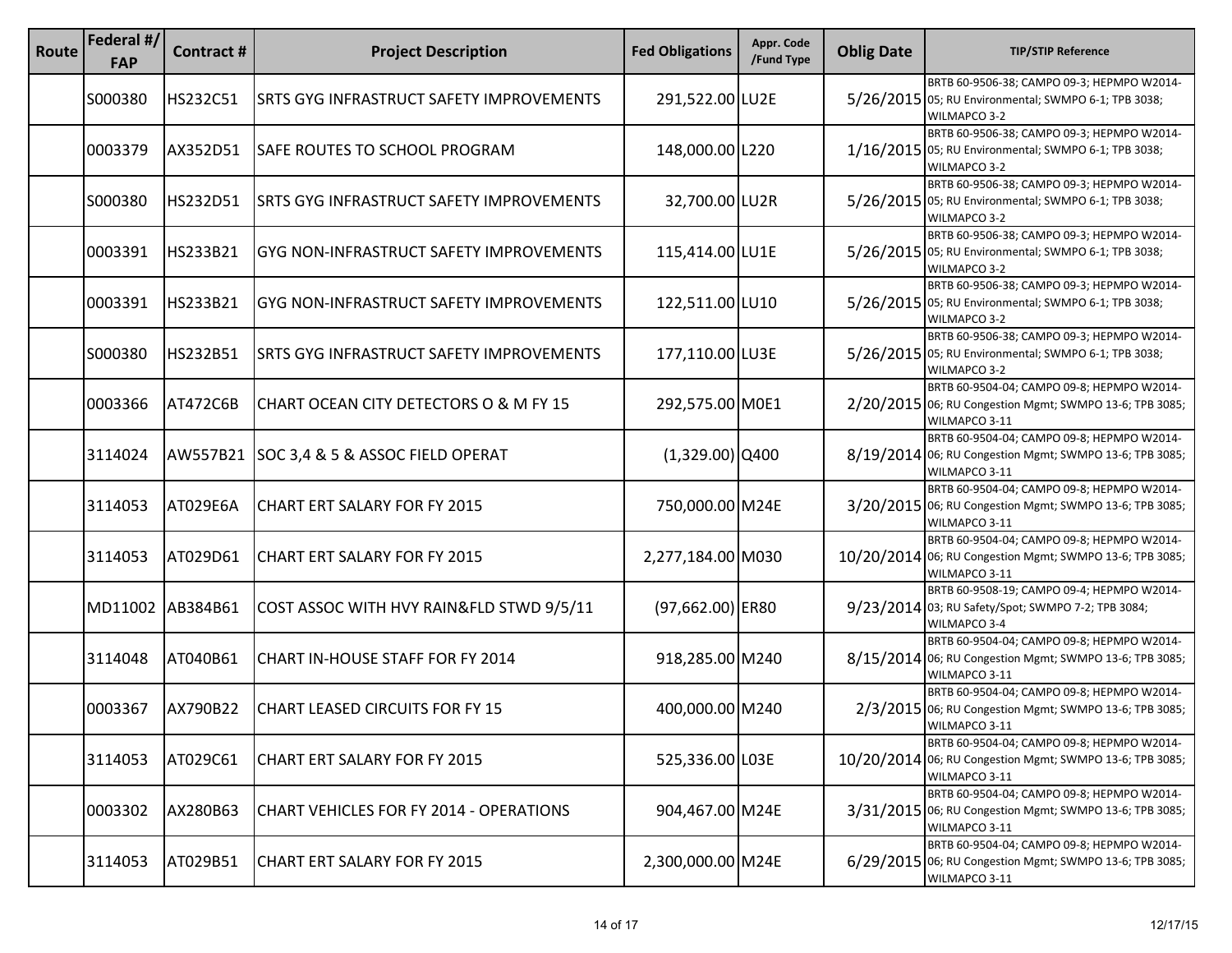| Route | Federal #/ FAP | Contract # | Project Description | Fed Obligations | Appr. Code /Fund Type | Oblig Date | TIP/STIP Reference |
|---|---|---|---|---|---|---|---|
| | S000380 | HS232C51 | SRTS GYG INFRASTRUCT SAFETY IMPROVEMENTS | 291,522.00 | LU2E | 5/26/2015 | BRTB 60-9506-38; CAMPO 09-3; HEPMPO W2014-05; RU Environmental; SWMPO 6-1; TPB 3038; WILMAPCO 3-2 |
| | 0003379 | AX352D51 | SAFE ROUTES TO SCHOOL PROGRAM | 148,000.00 | L220 | 1/16/2015 | BRTB 60-9506-38; CAMPO 09-3; HEPMPO W2014-05; RU Environmental; SWMPO 6-1; TPB 3038; WILMAPCO 3-2 |
| | S000380 | HS232D51 | SRTS GYG INFRASTRUCT SAFETY IMPROVEMENTS | 32,700.00 | LU2R | 5/26/2015 | BRTB 60-9506-38; CAMPO 09-3; HEPMPO W2014-05; RU Environmental; SWMPO 6-1; TPB 3038; WILMAPCO 3-2 |
| | 0003391 | HS233B21 | GYG NON-INFRASTRUCT SAFETY IMPROVEMENTS | 115,414.00 | LU1E | 5/26/2015 | BRTB 60-9506-38; CAMPO 09-3; HEPMPO W2014-05; RU Environmental; SWMPO 6-1; TPB 3038; WILMAPCO 3-2 |
| | 0003391 | HS233B21 | GYG NON-INFRASTRUCT SAFETY IMPROVEMENTS | 122,511.00 | LU10 | 5/26/2015 | BRTB 60-9506-38; CAMPO 09-3; HEPMPO W2014-05; RU Environmental; SWMPO 6-1; TPB 3038; WILMAPCO 3-2 |
| | S000380 | HS232B51 | SRTS GYG INFRASTRUCT SAFETY IMPROVEMENTS | 177,110.00 | LU3E | 5/26/2015 | BRTB 60-9506-38; CAMPO 09-3; HEPMPO W2014-05; RU Environmental; SWMPO 6-1; TPB 3038; WILMAPCO 3-2 |
| | 0003366 | AT472C6B | CHART OCEAN CITY DETECTORS O & M FY 15 | 292,575.00 | M0E1 | 2/20/2015 | BRTB 60-9504-04; CAMPO 09-8; HEPMPO W2014-06; RU Congestion Mgmt; SWMPO 13-6; TPB 3085; WILMAPCO 3-11 |
| | 3114024 | AW557B21 | SOC 3,4 & 5 & ASSOC FIELD OPERAT | (1,329.00) | Q400 | 8/19/2014 | BRTB 60-9504-04; CAMPO 09-8; HEPMPO W2014-06; RU Congestion Mgmt; SWMPO 13-6; TPB 3085; WILMAPCO 3-11 |
| | 3114053 | AT029E6A | CHART ERT SALARY FOR FY 2015 | 750,000.00 | M24E | 3/20/2015 | BRTB 60-9504-04; CAMPO 09-8; HEPMPO W2014-06; RU Congestion Mgmt; SWMPO 13-6; TPB 3085; WILMAPCO 3-11 |
| | 3114053 | AT029D61 | CHART ERT SALARY FOR FY 2015 | 2,277,184.00 | M030 | 10/20/2014 | BRTB 60-9504-04; CAMPO 09-8; HEPMPO W2014-06; RU Congestion Mgmt; SWMPO 13-6; TPB 3085; WILMAPCO 3-11 |
| | MD11002 | AB384B61 | COST ASSOC WITH HVY RAIN&FLD STWD 9/5/11 | (97,662.00) | ER80 | 9/23/2014 | BRTB 60-9508-19; CAMPO 09-4; HEPMPO W2014-03; RU Safety/Spot; SWMPO 7-2; TPB 3084; WILMAPCO 3-4 |
| | 3114048 | AT040B61 | CHART IN-HOUSE STAFF FOR FY 2014 | 918,285.00 | M240 | 8/15/2014 | BRTB 60-9504-04; CAMPO 09-8; HEPMPO W2014-06; RU Congestion Mgmt; SWMPO 13-6; TPB 3085; WILMAPCO 3-11 |
| | 0003367 | AX790B22 | CHART LEASED CIRCUITS FOR FY 15 | 400,000.00 | M240 | 2/3/2015 | BRTB 60-9504-04; CAMPO 09-8; HEPMPO W2014-06; RU Congestion Mgmt; SWMPO 13-6; TPB 3085; WILMAPCO 3-11 |
| | 3114053 | AT029C61 | CHART ERT SALARY FOR FY 2015 | 525,336.00 | L03E | 10/20/2014 | BRTB 60-9504-04; CAMPO 09-8; HEPMPO W2014-06; RU Congestion Mgmt; SWMPO 13-6; TPB 3085; WILMAPCO 3-11 |
| | 0003302 | AX280B63 | CHART VEHICLES FOR FY 2014 - OPERATIONS | 904,467.00 | M24E | 3/31/2015 | BRTB 60-9504-04; CAMPO 09-8; HEPMPO W2014-06; RU Congestion Mgmt; SWMPO 13-6; TPB 3085; WILMAPCO 3-11 |
| | 3114053 | AT029B51 | CHART ERT SALARY FOR FY 2015 | 2,300,000.00 | M24E | 6/29/2015 | BRTB 60-9504-04; CAMPO 09-8; HEPMPO W2014-06; RU Congestion Mgmt; SWMPO 13-6; TPB 3085; WILMAPCO 3-11 |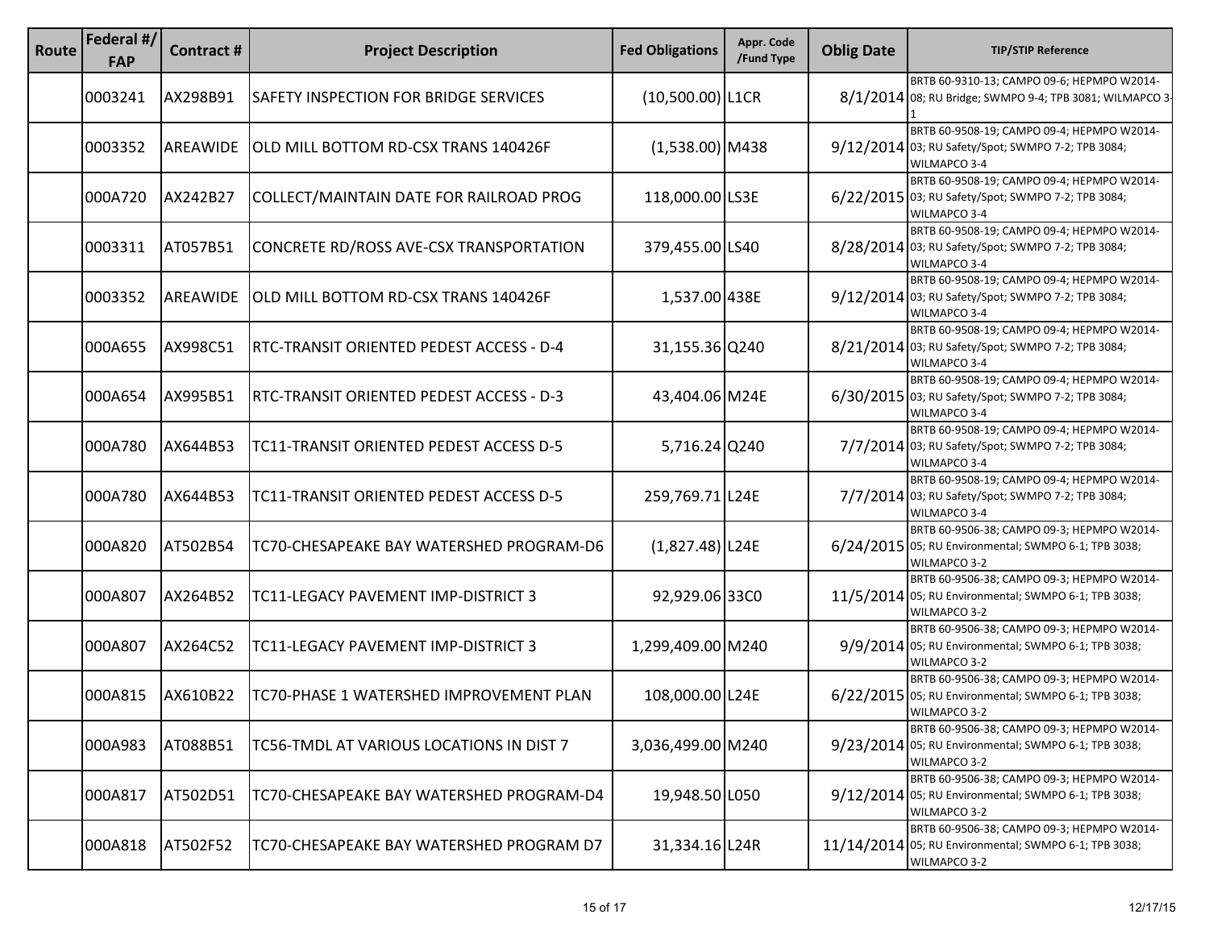| Route | Federal #/ FAP | Contract # | Project Description | Fed Obligations | Appr. Code /Fund Type | Oblig Date | TIP/STIP Reference |
|---|---|---|---|---|---|---|---|
| | 0003241 | AX298B91 | SAFETY INSPECTION FOR BRIDGE SERVICES | (10,500.00) | L1CR | 8/1/2014 | BRTB 60-9310-13; CAMPO 09-6; HEPMPO W2014-08; RU Bridge; SWMPO 9-4; TPB 3081; WILMAPCO 3-1 |
| | 0003352 | AREAWIDE | OLD MILL BOTTOM RD-CSX TRANS 140426F | (1,538.00) | M438 | 9/12/2014 | BRTB 60-9508-19; CAMPO 09-4; HEPMPO W2014-03; RU Safety/Spot; SWMPO 7-2; TPB 3084; WILMAPCO 3-4 |
| | 000A720 | AX242B27 | COLLECT/MAINTAIN DATE FOR RAILROAD PROG | 118,000.00 | LS3E | 6/22/2015 | BRTB 60-9508-19; CAMPO 09-4; HEPMPO W2014-03; RU Safety/Spot; SWMPO 7-2; TPB 3084; WILMAPCO 3-4 |
| | 0003311 | AT057B51 | CONCRETE RD/ROSS AVE-CSX TRANSPORTATION | 379,455.00 | LS40 | 8/28/2014 | BRTB 60-9508-19; CAMPO 09-4; HEPMPO W2014-03; RU Safety/Spot; SWMPO 7-2; TPB 3084; WILMAPCO 3-4 |
| | 0003352 | AREAWIDE | OLD MILL BOTTOM RD-CSX TRANS 140426F | 1,537.00 | 438E | 9/12/2014 | BRTB 60-9508-19; CAMPO 09-4; HEPMPO W2014-03; RU Safety/Spot; SWMPO 7-2; TPB 3084; WILMAPCO 3-4 |
| | 000A655 | AX998C51 | RTC-TRANSIT ORIENTED PEDEST ACCESS - D-4 | 31,155.36 | Q240 | 8/21/2014 | BRTB 60-9508-19; CAMPO 09-4; HEPMPO W2014-03; RU Safety/Spot; SWMPO 7-2; TPB 3084; WILMAPCO 3-4 |
| | 000A654 | AX995B51 | RTC-TRANSIT ORIENTED PEDEST ACCESS - D-3 | 43,404.06 | M24E | 6/30/2015 | BRTB 60-9508-19; CAMPO 09-4; HEPMPO W2014-03; RU Safety/Spot; SWMPO 7-2; TPB 3084; WILMAPCO 3-4 |
| | 000A780 | AX644B53 | TC11-TRANSIT ORIENTED PEDEST ACCESS D-5 | 5,716.24 | Q240 | 7/7/2014 | BRTB 60-9508-19; CAMPO 09-4; HEPMPO W2014-03; RU Safety/Spot; SWMPO 7-2; TPB 3084; WILMAPCO 3-4 |
| | 000A780 | AX644B53 | TC11-TRANSIT ORIENTED PEDEST ACCESS D-5 | 259,769.71 | L24E | 7/7/2014 | BRTB 60-9508-19; CAMPO 09-4; HEPMPO W2014-03; RU Safety/Spot; SWMPO 7-2; TPB 3084; WILMAPCO 3-4 |
| | 000A820 | AT502B54 | TC70-CHESAPEAKE BAY WATERSHED PROGRAM-D6 | (1,827.48) | L24E | 6/24/2015 | BRTB 60-9506-38; CAMPO 09-3; HEPMPO W2014-05; RU Environmental; SWMPO 6-1; TPB 3038; WILMAPCO 3-2 |
| | 000A807 | AX264B52 | TC11-LEGACY PAVEMENT IMP-DISTRICT 3 | 92,929.06 | 33C0 | 11/5/2014 | BRTB 60-9506-38; CAMPO 09-3; HEPMPO W2014-05; RU Environmental; SWMPO 6-1; TPB 3038; WILMAPCO 3-2 |
| | 000A807 | AX264C52 | TC11-LEGACY PAVEMENT IMP-DISTRICT 3 | 1,299,409.00 | M240 | 9/9/2014 | BRTB 60-9506-38; CAMPO 09-3; HEPMPO W2014-05; RU Environmental; SWMPO 6-1; TPB 3038; WILMAPCO 3-2 |
| | 000A815 | AX610B22 | TC70-PHASE 1 WATERSHED IMPROVEMENT PLAN | 108,000.00 | L24E | 6/22/2015 | BRTB 60-9506-38; CAMPO 09-3; HEPMPO W2014-05; RU Environmental; SWMPO 6-1; TPB 3038; WILMAPCO 3-2 |
| | 000A983 | AT088B51 | TC56-TMDL AT VARIOUS LOCATIONS IN DIST 7 | 3,036,499.00 | M240 | 9/23/2014 | BRTB 60-9506-38; CAMPO 09-3; HEPMPO W2014-05; RU Environmental; SWMPO 6-1; TPB 3038; WILMAPCO 3-2 |
| | 000A817 | AT502D51 | TC70-CHESAPEAKE BAY WATERSHED PROGRAM-D4 | 19,948.50 | L050 | 9/12/2014 | BRTB 60-9506-38; CAMPO 09-3; HEPMPO W2014-05; RU Environmental; SWMPO 6-1; TPB 3038; WILMAPCO 3-2 |
| | 000A818 | AT502F52 | TC70-CHESAPEAKE BAY WATERSHED PROGRAM D7 | 31,334.16 | L24R | 11/14/2014 | BRTB 60-9506-38; CAMPO 09-3; HEPMPO W2014-05; RU Environmental; SWMPO 6-1; TPB 3038; WILMAPCO 3-2 |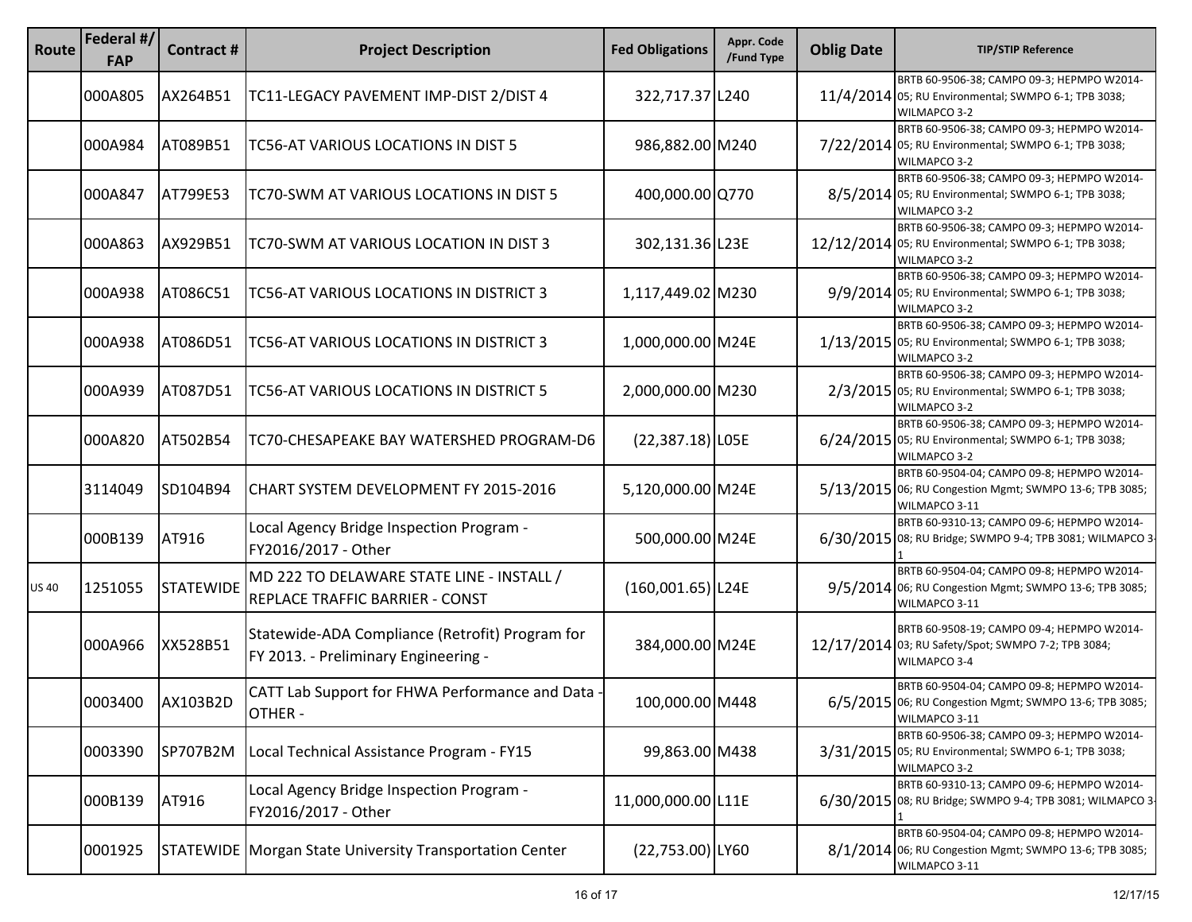| Route | Federal #/ FAP | Contract # | Project Description | Fed Obligations | Appr. Code /Fund Type | Oblig Date | TIP/STIP Reference |
|---|---|---|---|---|---|---|---|
| | 000A805 | AX264B51 | TC11-LEGACY PAVEMENT IMP-DIST 2/DIST 4 | 322,717.37 | L240 | 11/4/2014 | BRTB 60-9506-38; CAMPO 09-3; HEPMPO W2014-05; RU Environmental; SWMPO 6-1; TPB 3038; WILMAPCO 3-2 |
| | 000A984 | AT089B51 | TC56-AT VARIOUS LOCATIONS IN DIST 5 | 986,882.00 | M240 | 7/22/2014 | BRTB 60-9506-38; CAMPO 09-3; HEPMPO W2014-05; RU Environmental; SWMPO 6-1; TPB 3038; WILMAPCO 3-2 |
| | 000A847 | AT799E53 | TC70-SWM AT VARIOUS LOCATIONS IN DIST 5 | 400,000.00 | Q770 | 8/5/2014 | BRTB 60-9506-38; CAMPO 09-3; HEPMPO W2014-05; RU Environmental; SWMPO 6-1; TPB 3038; WILMAPCO 3-2 |
| | 000A863 | AX929B51 | TC70-SWM AT VARIOUS LOCATION IN DIST 3 | 302,131.36 | L23E | 12/12/2014 | BRTB 60-9506-38; CAMPO 09-3; HEPMPO W2014-05; RU Environmental; SWMPO 6-1; TPB 3038; WILMAPCO 3-2 |
| | 000A938 | AT086C51 | TC56-AT VARIOUS LOCATIONS IN DISTRICT 3 | 1,117,449.02 | M230 | 9/9/2014 | BRTB 60-9506-38; CAMPO 09-3; HEPMPO W2014-05; RU Environmental; SWMPO 6-1; TPB 3038; WILMAPCO 3-2 |
| | 000A938 | AT086D51 | TC56-AT VARIOUS LOCATIONS IN DISTRICT 3 | 1,000,000.00 | M24E | 1/13/2015 | BRTB 60-9506-38; CAMPO 09-3; HEPMPO W2014-05; RU Environmental; SWMPO 6-1; TPB 3038; WILMAPCO 3-2 |
| | 000A939 | AT087D51 | TC56-AT VARIOUS LOCATIONS IN DISTRICT 5 | 2,000,000.00 | M230 | 2/3/2015 | BRTB 60-9506-38; CAMPO 09-3; HEPMPO W2014-05; RU Environmental; SWMPO 6-1; TPB 3038; WILMAPCO 3-2 |
| | 000A820 | AT502B54 | TC70-CHESAPEAKE BAY WATERSHED PROGRAM-D6 | (22,387.18) | L05E | 6/24/2015 | BRTB 60-9506-38; CAMPO 09-3; HEPMPO W2014-05; RU Environmental; SWMPO 6-1; TPB 3038; WILMAPCO 3-2 |
| | 3114049 | SD104B94 | CHART SYSTEM DEVELOPMENT FY 2015-2016 | 5,120,000.00 | M24E | 5/13/2015 | BRTB 60-9504-04; CAMPO 09-8; HEPMPO W2014-06; RU Congestion Mgmt; SWMPO 13-6; TPB 3085; WILMAPCO 3-11 |
| | 000B139 | AT916 | Local Agency Bridge Inspection Program - FY2016/2017 - Other | 500,000.00 | M24E | 6/30/2015 | BRTB 60-9310-13; CAMPO 09-6; HEPMPO W2014-08; RU Bridge; SWMPO 9-4; TPB 3081; WILMAPCO 3-1 |
| US 40 | 1251055 | STATEWIDE | MD 222 TO DELAWARE STATE LINE - INSTALL / REPLACE TRAFFIC BARRIER - CONST | (160,001.65) | L24E | 9/5/2014 | BRTB 60-9504-04; CAMPO 09-8; HEPMPO W2014-06; RU Congestion Mgmt; SWMPO 13-6; TPB 3085; WILMAPCO 3-11 |
| | 000A966 | XX528B51 | Statewide-ADA Compliance (Retrofit) Program for FY 2013. - Preliminary Engineering - | 384,000.00 | M24E | 12/17/2014 | BRTB 60-9508-19; CAMPO 09-4; HEPMPO W2014-03; RU Safety/Spot; SWMPO 7-2; TPB 3084; WILMAPCO 3-4 |
| | 0003400 | AX103B2D | CATT Lab Support for FHWA Performance and Data - OTHER - | 100,000.00 | M448 | 6/5/2015 | BRTB 60-9504-04; CAMPO 09-8; HEPMPO W2014-06; RU Congestion Mgmt; SWMPO 13-6; TPB 3085; WILMAPCO 3-11 |
| | 0003390 | SP707B2M | Local Technical Assistance Program - FY15 | 99,863.00 | M438 | 3/31/2015 | BRTB 60-9506-38; CAMPO 09-3; HEPMPO W2014-05; RU Environmental; SWMPO 6-1; TPB 3038; WILMAPCO 3-2 |
| | 000B139 | AT916 | Local Agency Bridge Inspection Program - FY2016/2017 - Other | 11,000,000.00 | L11E | 6/30/2015 | BRTB 60-9310-13; CAMPO 09-6; HEPMPO W2014-08; RU Bridge; SWMPO 9-4; TPB 3081; WILMAPCO 3-1 |
| | 0001925 | STATEWIDE | Morgan State University Transportation Center | (22,753.00) | LY60 | 8/1/2014 | BRTB 60-9504-04; CAMPO 09-8; HEPMPO W2014-06; RU Congestion Mgmt; SWMPO 13-6; TPB 3085; WILMAPCO 3-11 |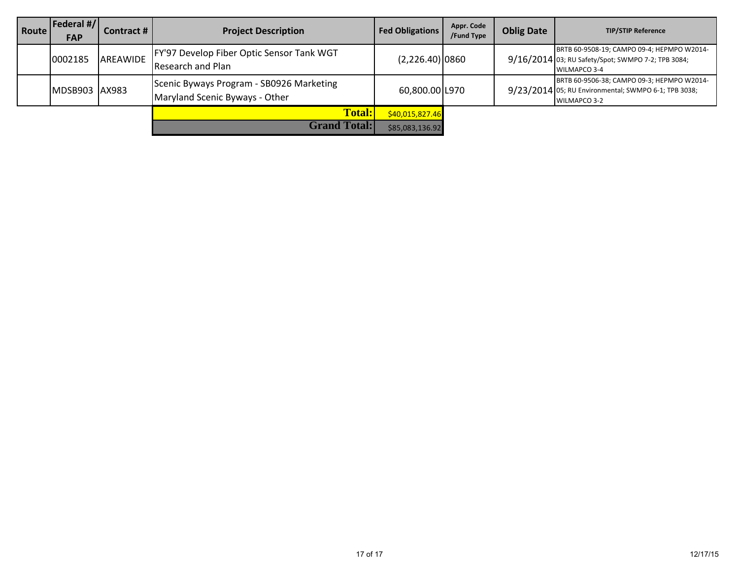| Route | Federal #/ FAP | Contract # | Project Description | Fed Obligations | Appr. Code /Fund Type | Oblig Date | TIP/STIP Reference |
|---|---|---|---|---|---|---|---|
| | 0002185 | AREAWIDE | FY'97 Develop Fiber Optic Sensor Tank WGT Research and Plan | (2,226.40) | 0860 | 9/16/2014 | BRTB 60-9508-19; CAMPO 09-4; HEPMPO W2014-03; RU Safety/Spot; SWMPO 7-2; TPB 3084; WILMAPCO 3-4 |
| | MDSB903 | AX983 | Scenic Byways Program - SB0926 Marketing Maryland Scenic Byways - Other | 60,800.00 | L970 | 9/23/2014 | BRTB 60-9506-38; CAMPO 09-3; HEPMPO W2014-05; RU Environmental; SWMPO 6-1; TPB 3038; WILMAPCO 3-2 |
| | | | **Total:** | $40,015,827.46 | | | |
| | | | **Grand Total:** | $85,083,136.92 | | | |